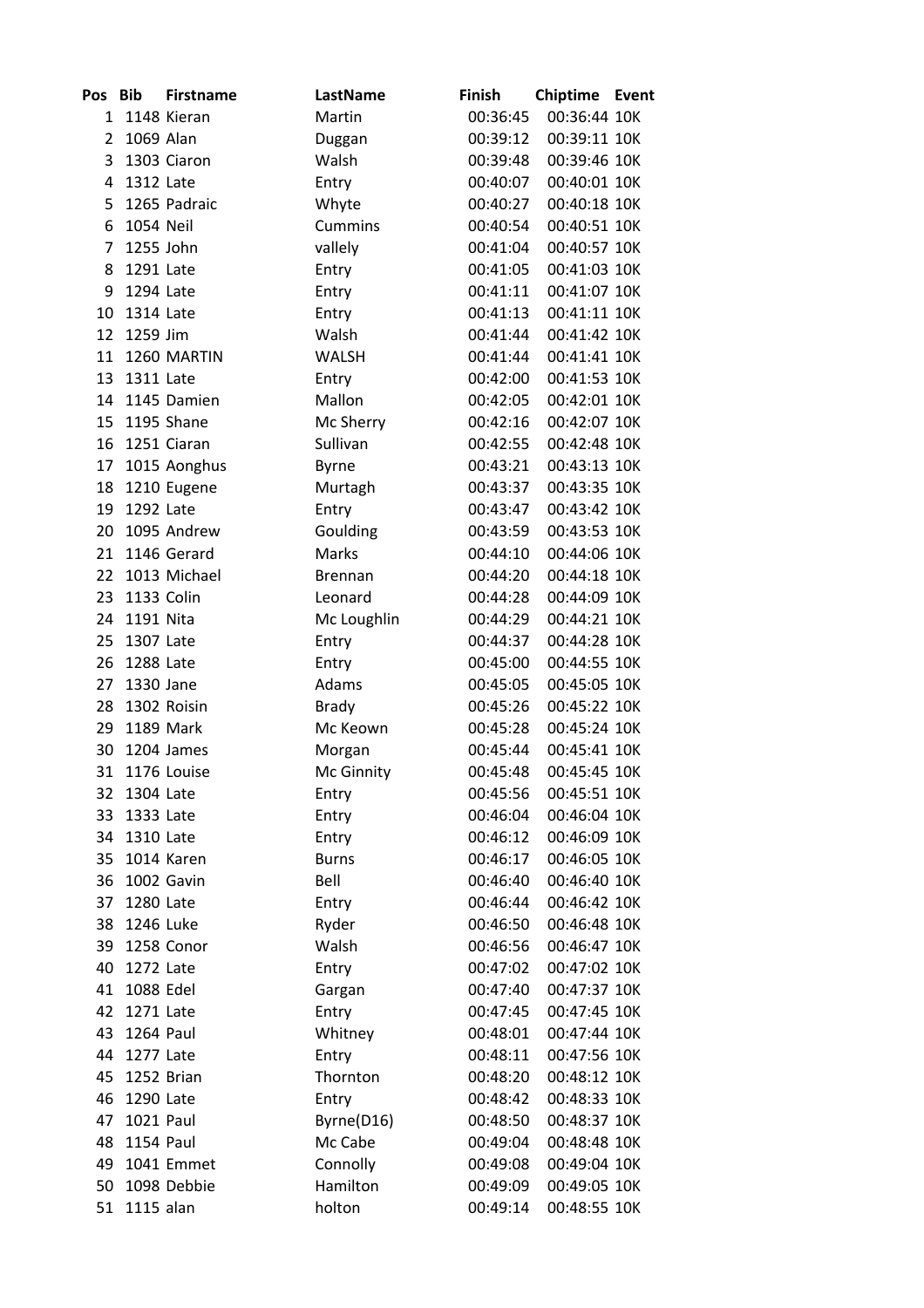| Pos | Bib | Firstname | LastName | Finish | Chiptime | Event |
|---|---|---|---|---|---|---|
| 1 | 1148 | Kieran | Martin | 00:36:45 | 00:36:44 | 10K |
| 2 | 1069 | Alan | Duggan | 00:39:12 | 00:39:11 | 10K |
| 3 | 1303 | Ciaron | Walsh | 00:39:48 | 00:39:46 | 10K |
| 4 | 1312 | Late | Entry | 00:40:07 | 00:40:01 | 10K |
| 5 | 1265 | Padraic | Whyte | 00:40:27 | 00:40:18 | 10K |
| 6 | 1054 | Neil | Cummins | 00:40:54 | 00:40:51 | 10K |
| 7 | 1255 | John | vallely | 00:41:04 | 00:40:57 | 10K |
| 8 | 1291 | Late | Entry | 00:41:05 | 00:41:03 | 10K |
| 9 | 1294 | Late | Entry | 00:41:11 | 00:41:07 | 10K |
| 10 | 1314 | Late | Entry | 00:41:13 | 00:41:11 | 10K |
| 12 | 1259 | Jim | Walsh | 00:41:44 | 00:41:42 | 10K |
| 11 | 1260 | MARTIN | WALSH | 00:41:44 | 00:41:41 | 10K |
| 13 | 1311 | Late | Entry | 00:42:00 | 00:41:53 | 10K |
| 14 | 1145 | Damien | Mallon | 00:42:05 | 00:42:01 | 10K |
| 15 | 1195 | Shane | Mc Sherry | 00:42:16 | 00:42:07 | 10K |
| 16 | 1251 | Ciaran | Sullivan | 00:42:55 | 00:42:48 | 10K |
| 17 | 1015 | Aonghus | Byrne | 00:43:21 | 00:43:13 | 10K |
| 18 | 1210 | Eugene | Murtagh | 00:43:37 | 00:43:35 | 10K |
| 19 | 1292 | Late | Entry | 00:43:47 | 00:43:42 | 10K |
| 20 | 1095 | Andrew | Goulding | 00:43:59 | 00:43:53 | 10K |
| 21 | 1146 | Gerard | Marks | 00:44:10 | 00:44:06 | 10K |
| 22 | 1013 | Michael | Brennan | 00:44:20 | 00:44:18 | 10K |
| 23 | 1133 | Colin | Leonard | 00:44:28 | 00:44:09 | 10K |
| 24 | 1191 | Nita | Mc Loughlin | 00:44:29 | 00:44:21 | 10K |
| 25 | 1307 | Late | Entry | 00:44:37 | 00:44:28 | 10K |
| 26 | 1288 | Late | Entry | 00:45:00 | 00:44:55 | 10K |
| 27 | 1330 | Jane | Adams | 00:45:05 | 00:45:05 | 10K |
| 28 | 1302 | Roisin | Brady | 00:45:26 | 00:45:22 | 10K |
| 29 | 1189 | Mark | Mc Keown | 00:45:28 | 00:45:24 | 10K |
| 30 | 1204 | James | Morgan | 00:45:44 | 00:45:41 | 10K |
| 31 | 1176 | Louise | Mc Ginnity | 00:45:48 | 00:45:45 | 10K |
| 32 | 1304 | Late | Entry | 00:45:56 | 00:45:51 | 10K |
| 33 | 1333 | Late | Entry | 00:46:04 | 00:46:04 | 10K |
| 34 | 1310 | Late | Entry | 00:46:12 | 00:46:09 | 10K |
| 35 | 1014 | Karen | Burns | 00:46:17 | 00:46:05 | 10K |
| 36 | 1002 | Gavin | Bell | 00:46:40 | 00:46:40 | 10K |
| 37 | 1280 | Late | Entry | 00:46:44 | 00:46:42 | 10K |
| 38 | 1246 | Luke | Ryder | 00:46:50 | 00:46:48 | 10K |
| 39 | 1258 | Conor | Walsh | 00:46:56 | 00:46:47 | 10K |
| 40 | 1272 | Late | Entry | 00:47:02 | 00:47:02 | 10K |
| 41 | 1088 | Edel | Gargan | 00:47:40 | 00:47:37 | 10K |
| 42 | 1271 | Late | Entry | 00:47:45 | 00:47:45 | 10K |
| 43 | 1264 | Paul | Whitney | 00:48:01 | 00:47:44 | 10K |
| 44 | 1277 | Late | Entry | 00:48:11 | 00:47:56 | 10K |
| 45 | 1252 | Brian | Thornton | 00:48:20 | 00:48:12 | 10K |
| 46 | 1290 | Late | Entry | 00:48:42 | 00:48:33 | 10K |
| 47 | 1021 | Paul | Byrne(D16) | 00:48:50 | 00:48:37 | 10K |
| 48 | 1154 | Paul | Mc Cabe | 00:49:04 | 00:48:48 | 10K |
| 49 | 1041 | Emmet | Connolly | 00:49:08 | 00:49:04 | 10K |
| 50 | 1098 | Debbie | Hamilton | 00:49:09 | 00:49:05 | 10K |
| 51 | 1115 | alan | holton | 00:49:14 | 00:48:55 | 10K |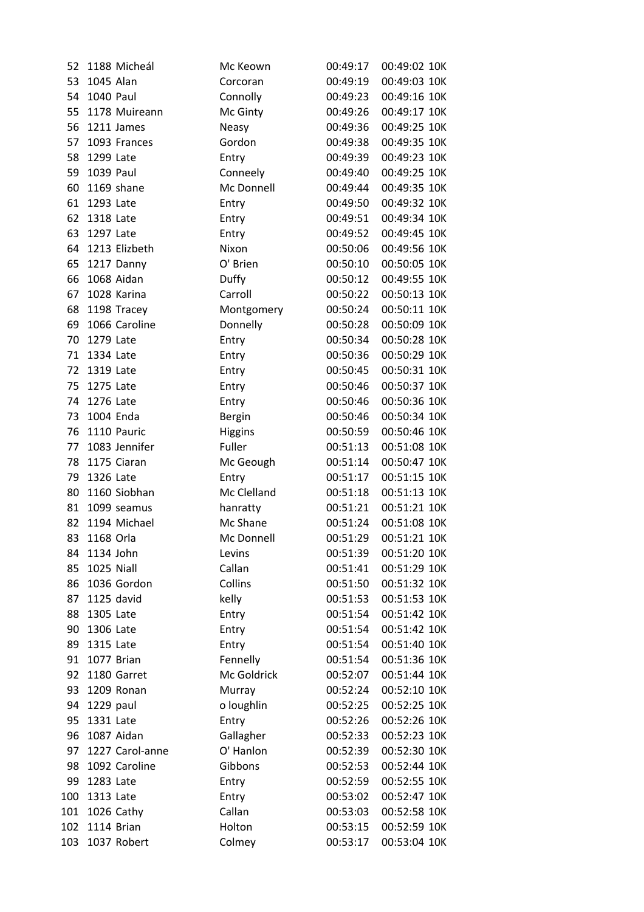| | | | | | | |
|---|---|---|---|---|---|---|
| 52 | 1188 | Micheál | Mc Keown | 00:49:17 | 00:49:02 | 10K |
| 53 | 1045 | Alan | Corcoran | 00:49:19 | 00:49:03 | 10K |
| 54 | 1040 | Paul | Connolly | 00:49:23 | 00:49:16 | 10K |
| 55 | 1178 | Muireann | Mc Ginty | 00:49:26 | 00:49:17 | 10K |
| 56 | 1211 | James | Neasy | 00:49:36 | 00:49:25 | 10K |
| 57 | 1093 | Frances | Gordon | 00:49:38 | 00:49:35 | 10K |
| 58 | 1299 | Late | Entry | 00:49:39 | 00:49:23 | 10K |
| 59 | 1039 | Paul | Conneely | 00:49:40 | 00:49:25 | 10K |
| 60 | 1169 | shane | Mc Donnell | 00:49:44 | 00:49:35 | 10K |
| 61 | 1293 | Late | Entry | 00:49:50 | 00:49:32 | 10K |
| 62 | 1318 | Late | Entry | 00:49:51 | 00:49:34 | 10K |
| 63 | 1297 | Late | Entry | 00:49:52 | 00:49:45 | 10K |
| 64 | 1213 | Elizbeth | Nixon | 00:50:06 | 00:49:56 | 10K |
| 65 | 1217 | Danny | O' Brien | 00:50:10 | 00:50:05 | 10K |
| 66 | 1068 | Aidan | Duffy | 00:50:12 | 00:49:55 | 10K |
| 67 | 1028 | Karina | Carroll | 00:50:22 | 00:50:13 | 10K |
| 68 | 1198 | Tracey | Montgomery | 00:50:24 | 00:50:11 | 10K |
| 69 | 1066 | Caroline | Donnelly | 00:50:28 | 00:50:09 | 10K |
| 70 | 1279 | Late | Entry | 00:50:34 | 00:50:28 | 10K |
| 71 | 1334 | Late | Entry | 00:50:36 | 00:50:29 | 10K |
| 72 | 1319 | Late | Entry | 00:50:45 | 00:50:31 | 10K |
| 75 | 1275 | Late | Entry | 00:50:46 | 00:50:37 | 10K |
| 74 | 1276 | Late | Entry | 00:50:46 | 00:50:36 | 10K |
| 73 | 1004 | Enda | Bergin | 00:50:46 | 00:50:34 | 10K |
| 76 | 1110 | Pauric | Higgins | 00:50:59 | 00:50:46 | 10K |
| 77 | 1083 | Jennifer | Fuller | 00:51:13 | 00:51:08 | 10K |
| 78 | 1175 | Ciaran | Mc Geough | 00:51:14 | 00:50:47 | 10K |
| 79 | 1326 | Late | Entry | 00:51:17 | 00:51:15 | 10K |
| 80 | 1160 | Siobhan | Mc Clelland | 00:51:18 | 00:51:13 | 10K |
| 81 | 1099 | seamus | hanratty | 00:51:21 | 00:51:21 | 10K |
| 82 | 1194 | Michael | Mc Shane | 00:51:24 | 00:51:08 | 10K |
| 83 | 1168 | Orla | Mc Donnell | 00:51:29 | 00:51:21 | 10K |
| 84 | 1134 | John | Levins | 00:51:39 | 00:51:20 | 10K |
| 85 | 1025 | Niall | Callan | 00:51:41 | 00:51:29 | 10K |
| 86 | 1036 | Gordon | Collins | 00:51:50 | 00:51:32 | 10K |
| 87 | 1125 | david | kelly | 00:51:53 | 00:51:53 | 10K |
| 88 | 1305 | Late | Entry | 00:51:54 | 00:51:42 | 10K |
| 90 | 1306 | Late | Entry | 00:51:54 | 00:51:42 | 10K |
| 89 | 1315 | Late | Entry | 00:51:54 | 00:51:40 | 10K |
| 91 | 1077 | Brian | Fennelly | 00:51:54 | 00:51:36 | 10K |
| 92 | 1180 | Garret | Mc Goldrick | 00:52:07 | 00:51:44 | 10K |
| 93 | 1209 | Ronan | Murray | 00:52:24 | 00:52:10 | 10K |
| 94 | 1229 | paul | o loughlin | 00:52:25 | 00:52:25 | 10K |
| 95 | 1331 | Late | Entry | 00:52:26 | 00:52:26 | 10K |
| 96 | 1087 | Aidan | Gallagher | 00:52:33 | 00:52:23 | 10K |
| 97 | 1227 | Carol-anne | O' Hanlon | 00:52:39 | 00:52:30 | 10K |
| 98 | 1092 | Caroline | Gibbons | 00:52:53 | 00:52:44 | 10K |
| 99 | 1283 | Late | Entry | 00:52:59 | 00:52:55 | 10K |
| 100 | 1313 | Late | Entry | 00:53:02 | 00:52:47 | 10K |
| 101 | 1026 | Cathy | Callan | 00:53:03 | 00:52:58 | 10K |
| 102 | 1114 | Brian | Holton | 00:53:15 | 00:52:59 | 10K |
| 103 | 1037 | Robert | Colmey | 00:53:17 | 00:53:04 | 10K |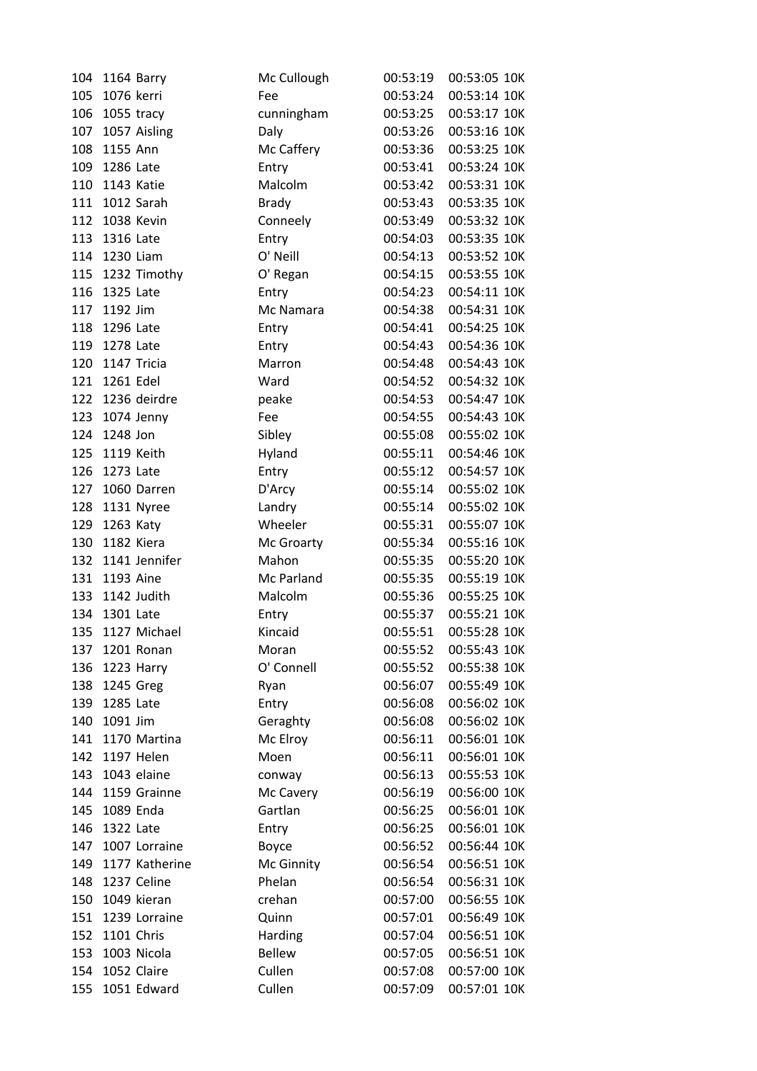| | | | | | | |
|---|---|---|---|---|---|---|
| 104 | 1164 | Barry | Mc Cullough | 00:53:19 | 00:53:05 | 10K |
| 105 | 1076 | kerri | Fee | 00:53:24 | 00:53:14 | 10K |
| 106 | 1055 | tracy | cunningham | 00:53:25 | 00:53:17 | 10K |
| 107 | 1057 | Aisling | Daly | 00:53:26 | 00:53:16 | 10K |
| 108 | 1155 | Ann | Mc Caffery | 00:53:36 | 00:53:25 | 10K |
| 109 | 1286 | Late | Entry | 00:53:41 | 00:53:24 | 10K |
| 110 | 1143 | Katie | Malcolm | 00:53:42 | 00:53:31 | 10K |
| 111 | 1012 | Sarah | Brady | 00:53:43 | 00:53:35 | 10K |
| 112 | 1038 | Kevin | Conneely | 00:53:49 | 00:53:32 | 10K |
| 113 | 1316 | Late | Entry | 00:54:03 | 00:53:35 | 10K |
| 114 | 1230 | Liam | O' Neill | 00:54:13 | 00:53:52 | 10K |
| 115 | 1232 | Timothy | O' Regan | 00:54:15 | 00:53:55 | 10K |
| 116 | 1325 | Late | Entry | 00:54:23 | 00:54:11 | 10K |
| 117 | 1192 | Jim | Mc Namara | 00:54:38 | 00:54:31 | 10K |
| 118 | 1296 | Late | Entry | 00:54:41 | 00:54:25 | 10K |
| 119 | 1278 | Late | Entry | 00:54:43 | 00:54:36 | 10K |
| 120 | 1147 | Tricia | Marron | 00:54:48 | 00:54:43 | 10K |
| 121 | 1261 | Edel | Ward | 00:54:52 | 00:54:32 | 10K |
| 122 | 1236 | deirdre | peake | 00:54:53 | 00:54:47 | 10K |
| 123 | 1074 | Jenny | Fee | 00:54:55 | 00:54:43 | 10K |
| 124 | 1248 | Jon | Sibley | 00:55:08 | 00:55:02 | 10K |
| 125 | 1119 | Keith | Hyland | 00:55:11 | 00:54:46 | 10K |
| 126 | 1273 | Late | Entry | 00:55:12 | 00:54:57 | 10K |
| 127 | 1060 | Darren | D'Arcy | 00:55:14 | 00:55:02 | 10K |
| 128 | 1131 | Nyree | Landry | 00:55:14 | 00:55:02 | 10K |
| 129 | 1263 | Katy | Wheeler | 00:55:31 | 00:55:07 | 10K |
| 130 | 1182 | Kiera | Mc Groarty | 00:55:34 | 00:55:16 | 10K |
| 132 | 1141 | Jennifer | Mahon | 00:55:35 | 00:55:20 | 10K |
| 131 | 1193 | Aine | Mc Parland | 00:55:35 | 00:55:19 | 10K |
| 133 | 1142 | Judith | Malcolm | 00:55:36 | 00:55:25 | 10K |
| 134 | 1301 | Late | Entry | 00:55:37 | 00:55:21 | 10K |
| 135 | 1127 | Michael | Kincaid | 00:55:51 | 00:55:28 | 10K |
| 137 | 1201 | Ronan | Moran | 00:55:52 | 00:55:43 | 10K |
| 136 | 1223 | Harry | O' Connell | 00:55:52 | 00:55:38 | 10K |
| 138 | 1245 | Greg | Ryan | 00:56:07 | 00:55:49 | 10K |
| 139 | 1285 | Late | Entry | 00:56:08 | 00:56:02 | 10K |
| 140 | 1091 | Jim | Geraghty | 00:56:08 | 00:56:02 | 10K |
| 141 | 1170 | Martina | Mc Elroy | 00:56:11 | 00:56:01 | 10K |
| 142 | 1197 | Helen | Moen | 00:56:11 | 00:56:01 | 10K |
| 143 | 1043 | elaine | conway | 00:56:13 | 00:55:53 | 10K |
| 144 | 1159 | Grainne | Mc Cavery | 00:56:19 | 00:56:00 | 10K |
| 145 | 1089 | Enda | Gartlan | 00:56:25 | 00:56:01 | 10K |
| 146 | 1322 | Late | Entry | 00:56:25 | 00:56:01 | 10K |
| 147 | 1007 | Lorraine | Boyce | 00:56:52 | 00:56:44 | 10K |
| 149 | 1177 | Katherine | Mc Ginnity | 00:56:54 | 00:56:51 | 10K |
| 148 | 1237 | Celine | Phelan | 00:56:54 | 00:56:31 | 10K |
| 150 | 1049 | kieran | crehan | 00:57:00 | 00:56:55 | 10K |
| 151 | 1239 | Lorraine | Quinn | 00:57:01 | 00:56:49 | 10K |
| 152 | 1101 | Chris | Harding | 00:57:04 | 00:56:51 | 10K |
| 153 | 1003 | Nicola | Bellew | 00:57:05 | 00:56:51 | 10K |
| 154 | 1052 | Claire | Cullen | 00:57:08 | 00:57:00 | 10K |
| 155 | 1051 | Edward | Cullen | 00:57:09 | 00:57:01 | 10K |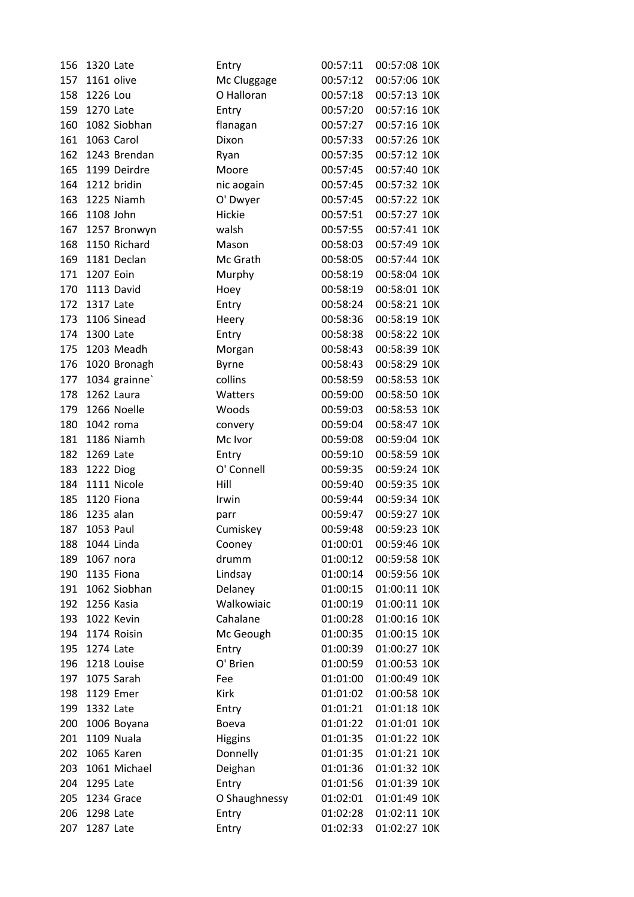| | | | | | | |
|---|---|---|---|---|---|---|
| 156 | 1320 | Late | Entry | 00:57:11 | 00:57:08 | 10K |
| 157 | 1161 | olive | Mc Cluggage | 00:57:12 | 00:57:06 | 10K |
| 158 | 1226 | Lou | O Halloran | 00:57:18 | 00:57:13 | 10K |
| 159 | 1270 | Late | Entry | 00:57:20 | 00:57:16 | 10K |
| 160 | 1082 | Siobhan | flanagan | 00:57:27 | 00:57:16 | 10K |
| 161 | 1063 | Carol | Dixon | 00:57:33 | 00:57:26 | 10K |
| 162 | 1243 | Brendan | Ryan | 00:57:35 | 00:57:12 | 10K |
| 165 | 1199 | Deirdre | Moore | 00:57:45 | 00:57:40 | 10K |
| 164 | 1212 | bridin | nic aogain | 00:57:45 | 00:57:32 | 10K |
| 163 | 1225 | Niamh | O' Dwyer | 00:57:45 | 00:57:22 | 10K |
| 166 | 1108 | John | Hickie | 00:57:51 | 00:57:27 | 10K |
| 167 | 1257 | Bronwyn | walsh | 00:57:55 | 00:57:41 | 10K |
| 168 | 1150 | Richard | Mason | 00:58:03 | 00:57:49 | 10K |
| 169 | 1181 | Declan | Mc Grath | 00:58:05 | 00:57:44 | 10K |
| 171 | 1207 | Eoin | Murphy | 00:58:19 | 00:58:04 | 10K |
| 170 | 1113 | David | Hoey | 00:58:19 | 00:58:01 | 10K |
| 172 | 1317 | Late | Entry | 00:58:24 | 00:58:21 | 10K |
| 173 | 1106 | Sinead | Heery | 00:58:36 | 00:58:19 | 10K |
| 174 | 1300 | Late | Entry | 00:58:38 | 00:58:22 | 10K |
| 175 | 1203 | Meadh | Morgan | 00:58:43 | 00:58:39 | 10K |
| 176 | 1020 | Bronagh | Byrne | 00:58:43 | 00:58:29 | 10K |
| 177 | 1034 | grainne` | collins | 00:58:59 | 00:58:53 | 10K |
| 178 | 1262 | Laura | Watters | 00:59:00 | 00:58:50 | 10K |
| 179 | 1266 | Noelle | Woods | 00:59:03 | 00:58:53 | 10K |
| 180 | 1042 | roma | convery | 00:59:04 | 00:58:47 | 10K |
| 181 | 1186 | Niamh | Mc Ivor | 00:59:08 | 00:59:04 | 10K |
| 182 | 1269 | Late | Entry | 00:59:10 | 00:58:59 | 10K |
| 183 | 1222 | Diog | O' Connell | 00:59:35 | 00:59:24 | 10K |
| 184 | 1111 | Nicole | Hill | 00:59:40 | 00:59:35 | 10K |
| 185 | 1120 | Fiona | Irwin | 00:59:44 | 00:59:34 | 10K |
| 186 | 1235 | alan | parr | 00:59:47 | 00:59:27 | 10K |
| 187 | 1053 | Paul | Cumiskey | 00:59:48 | 00:59:23 | 10K |
| 188 | 1044 | Linda | Cooney | 01:00:01 | 00:59:46 | 10K |
| 189 | 1067 | nora | drumm | 01:00:12 | 00:59:58 | 10K |
| 190 | 1135 | Fiona | Lindsay | 01:00:14 | 00:59:56 | 10K |
| 191 | 1062 | Siobhan | Delaney | 01:00:15 | 01:00:11 | 10K |
| 192 | 1256 | Kasia | Walkowiaic | 01:00:19 | 01:00:11 | 10K |
| 193 | 1022 | Kevin | Cahalane | 01:00:28 | 01:00:16 | 10K |
| 194 | 1174 | Roisin | Mc Geough | 01:00:35 | 01:00:15 | 10K |
| 195 | 1274 | Late | Entry | 01:00:39 | 01:00:27 | 10K |
| 196 | 1218 | Louise | O' Brien | 01:00:59 | 01:00:53 | 10K |
| 197 | 1075 | Sarah | Fee | 01:01:00 | 01:00:49 | 10K |
| 198 | 1129 | Emer | Kirk | 01:01:02 | 01:00:58 | 10K |
| 199 | 1332 | Late | Entry | 01:01:21 | 01:01:18 | 10K |
| 200 | 1006 | Boyana | Boeva | 01:01:22 | 01:01:01 | 10K |
| 201 | 1109 | Nuala | Higgins | 01:01:35 | 01:01:22 | 10K |
| 202 | 1065 | Karen | Donnelly | 01:01:35 | 01:01:21 | 10K |
| 203 | 1061 | Michael | Deighan | 01:01:36 | 01:01:32 | 10K |
| 204 | 1295 | Late | Entry | 01:01:56 | 01:01:39 | 10K |
| 205 | 1234 | Grace | O Shaughnessy | 01:02:01 | 01:01:49 | 10K |
| 206 | 1298 | Late | Entry | 01:02:28 | 01:02:11 | 10K |
| 207 | 1287 | Late | Entry | 01:02:33 | 01:02:27 | 10K |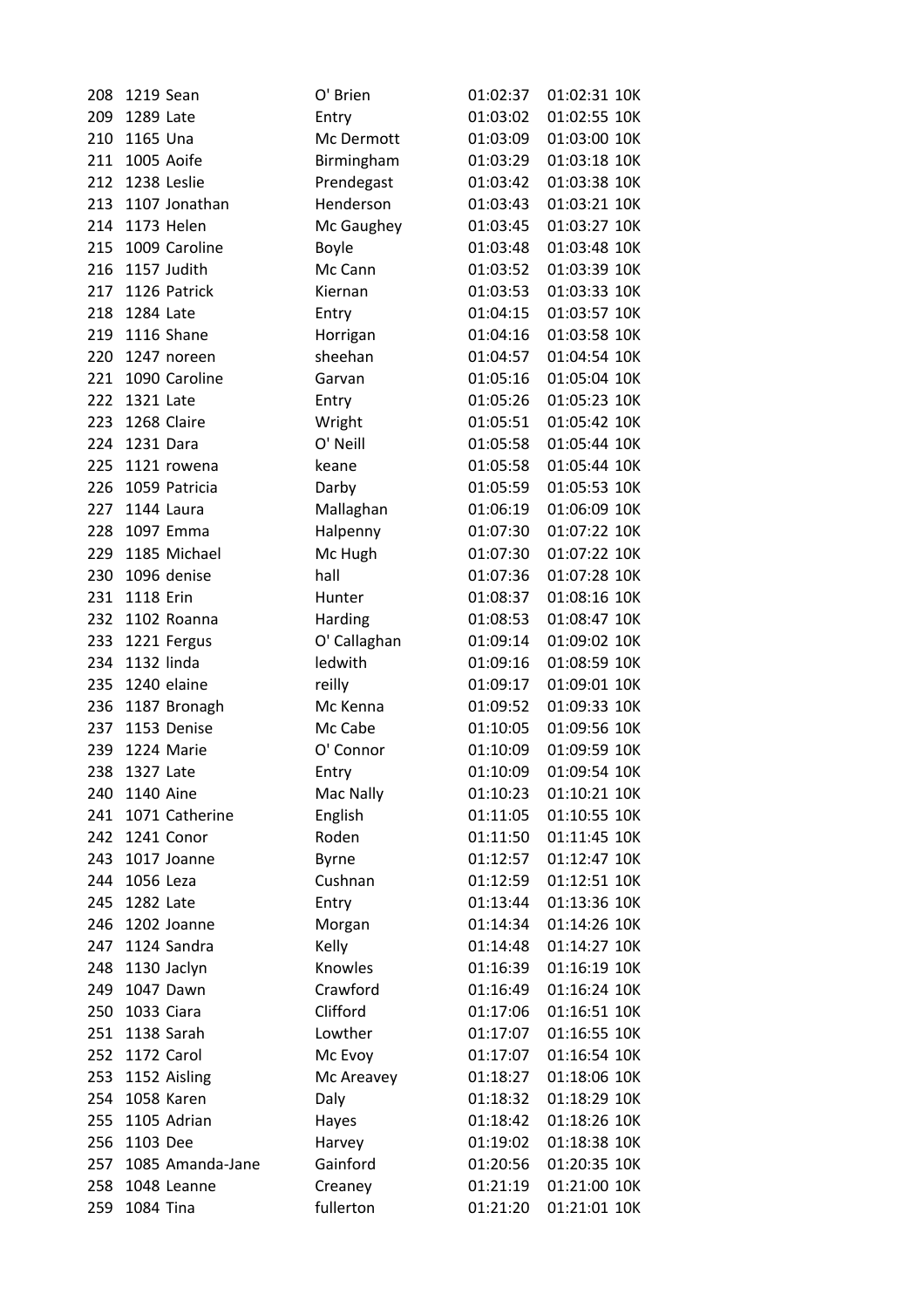| | | | | | | |
|---|---|---|---|---|---|---|
| 208 | 1219 | Sean | O' Brien | 01:02:37 | 01:02:31 | 10K |
| 209 | 1289 | Late | Entry | 01:03:02 | 01:02:55 | 10K |
| 210 | 1165 | Una | Mc Dermott | 01:03:09 | 01:03:00 | 10K |
| 211 | 1005 | Aoife | Birmingham | 01:03:29 | 01:03:18 | 10K |
| 212 | 1238 | Leslie | Prendegast | 01:03:42 | 01:03:38 | 10K |
| 213 | 1107 | Jonathan | Henderson | 01:03:43 | 01:03:21 | 10K |
| 214 | 1173 | Helen | Mc Gaughey | 01:03:45 | 01:03:27 | 10K |
| 215 | 1009 | Caroline | Boyle | 01:03:48 | 01:03:48 | 10K |
| 216 | 1157 | Judith | Mc Cann | 01:03:52 | 01:03:39 | 10K |
| 217 | 1126 | Patrick | Kiernan | 01:03:53 | 01:03:33 | 10K |
| 218 | 1284 | Late | Entry | 01:04:15 | 01:03:57 | 10K |
| 219 | 1116 | Shane | Horrigan | 01:04:16 | 01:03:58 | 10K |
| 220 | 1247 | noreen | sheehan | 01:04:57 | 01:04:54 | 10K |
| 221 | 1090 | Caroline | Garvan | 01:05:16 | 01:05:04 | 10K |
| 222 | 1321 | Late | Entry | 01:05:26 | 01:05:23 | 10K |
| 223 | 1268 | Claire | Wright | 01:05:51 | 01:05:42 | 10K |
| 224 | 1231 | Dara | O' Neill | 01:05:58 | 01:05:44 | 10K |
| 225 | 1121 | rowena | keane | 01:05:58 | 01:05:44 | 10K |
| 226 | 1059 | Patricia | Darby | 01:05:59 | 01:05:53 | 10K |
| 227 | 1144 | Laura | Mallaghan | 01:06:19 | 01:06:09 | 10K |
| 228 | 1097 | Emma | Halpenny | 01:07:30 | 01:07:22 | 10K |
| 229 | 1185 | Michael | Mc Hugh | 01:07:30 | 01:07:22 | 10K |
| 230 | 1096 | denise | hall | 01:07:36 | 01:07:28 | 10K |
| 231 | 1118 | Erin | Hunter | 01:08:37 | 01:08:16 | 10K |
| 232 | 1102 | Roanna | Harding | 01:08:53 | 01:08:47 | 10K |
| 233 | 1221 | Fergus | O' Callaghan | 01:09:14 | 01:09:02 | 10K |
| 234 | 1132 | linda | ledwith | 01:09:16 | 01:08:59 | 10K |
| 235 | 1240 | elaine | reilly | 01:09:17 | 01:09:01 | 10K |
| 236 | 1187 | Bronagh | Mc Kenna | 01:09:52 | 01:09:33 | 10K |
| 237 | 1153 | Denise | Mc Cabe | 01:10:05 | 01:09:56 | 10K |
| 239 | 1224 | Marie | O' Connor | 01:10:09 | 01:09:59 | 10K |
| 238 | 1327 | Late | Entry | 01:10:09 | 01:09:54 | 10K |
| 240 | 1140 | Aine | Mac Nally | 01:10:23 | 01:10:21 | 10K |
| 241 | 1071 | Catherine | English | 01:11:05 | 01:10:55 | 10K |
| 242 | 1241 | Conor | Roden | 01:11:50 | 01:11:45 | 10K |
| 243 | 1017 | Joanne | Byrne | 01:12:57 | 01:12:47 | 10K |
| 244 | 1056 | Leza | Cushnan | 01:12:59 | 01:12:51 | 10K |
| 245 | 1282 | Late | Entry | 01:13:44 | 01:13:36 | 10K |
| 246 | 1202 | Joanne | Morgan | 01:14:34 | 01:14:26 | 10K |
| 247 | 1124 | Sandra | Kelly | 01:14:48 | 01:14:27 | 10K |
| 248 | 1130 | Jaclyn | Knowles | 01:16:39 | 01:16:19 | 10K |
| 249 | 1047 | Dawn | Crawford | 01:16:49 | 01:16:24 | 10K |
| 250 | 1033 | Ciara | Clifford | 01:17:06 | 01:16:51 | 10K |
| 251 | 1138 | Sarah | Lowther | 01:17:07 | 01:16:55 | 10K |
| 252 | 1172 | Carol | Mc Evoy | 01:17:07 | 01:16:54 | 10K |
| 253 | 1152 | Aisling | Mc Areavey | 01:18:27 | 01:18:06 | 10K |
| 254 | 1058 | Karen | Daly | 01:18:32 | 01:18:29 | 10K |
| 255 | 1105 | Adrian | Hayes | 01:18:42 | 01:18:26 | 10K |
| 256 | 1103 | Dee | Harvey | 01:19:02 | 01:18:38 | 10K |
| 257 | 1085 | Amanda-Jane | Gainford | 01:20:56 | 01:20:35 | 10K |
| 258 | 1048 | Leanne | Creaney | 01:21:19 | 01:21:00 | 10K |
| 259 | 1084 | Tina | fullerton | 01:21:20 | 01:21:01 | 10K |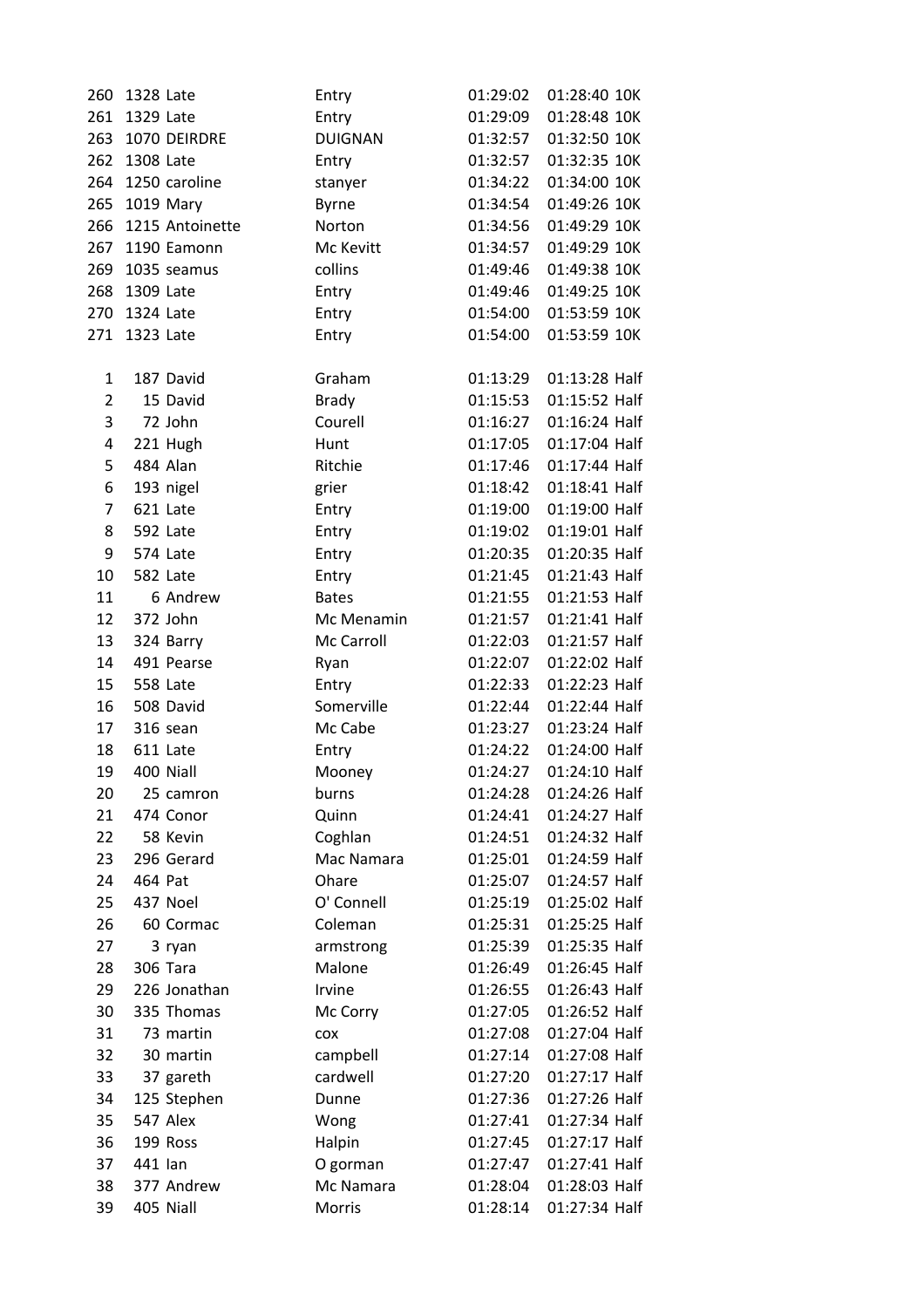| | | | | | | |
|---|---|---|---|---|---|---|
| 260 | 1328 | Late | Entry | 01:29:02 | 01:28:40 | 10K |
| 261 | 1329 | Late | Entry | 01:29:09 | 01:28:48 | 10K |
| 263 | 1070 | DEIRDRE | DUIGNAN | 01:32:57 | 01:32:50 | 10K |
| 262 | 1308 | Late | Entry | 01:32:57 | 01:32:35 | 10K |
| 264 | 1250 | caroline | stanyer | 01:34:22 | 01:34:00 | 10K |
| 265 | 1019 | Mary | Byrne | 01:34:54 | 01:49:26 | 10K |
| 266 | 1215 | Antoinette | Norton | 01:34:56 | 01:49:29 | 10K |
| 267 | 1190 | Eamonn | Mc Kevitt | 01:34:57 | 01:49:29 | 10K |
| 269 | 1035 | seamus | collins | 01:49:46 | 01:49:38 | 10K |
| 268 | 1309 | Late | Entry | 01:49:46 | 01:49:25 | 10K |
| 270 | 1324 | Late | Entry | 01:54:00 | 01:53:59 | 10K |
| 271 | 1323 | Late | Entry | 01:54:00 | 01:53:59 | 10K |

| | | | | | | |
|---|---|---|---|---|---|---|
| 1 | 187 | David | Graham | 01:13:29 | 01:13:28 | Half |
| 2 | 15 | David | Brady | 01:15:53 | 01:15:52 | Half |
| 3 | 72 | John | Courell | 01:16:27 | 01:16:24 | Half |
| 4 | 221 | Hugh | Hunt | 01:17:05 | 01:17:04 | Half |
| 5 | 484 | Alan | Ritchie | 01:17:46 | 01:17:44 | Half |
| 6 | 193 | nigel | grier | 01:18:42 | 01:18:41 | Half |
| 7 | 621 | Late | Entry | 01:19:00 | 01:19:00 | Half |
| 8 | 592 | Late | Entry | 01:19:02 | 01:19:01 | Half |
| 9 | 574 | Late | Entry | 01:20:35 | 01:20:35 | Half |
| 10 | 582 | Late | Entry | 01:21:45 | 01:21:43 | Half |
| 11 | 6 | Andrew | Bates | 01:21:55 | 01:21:53 | Half |
| 12 | 372 | John | Mc Menamin | 01:21:57 | 01:21:41 | Half |
| 13 | 324 | Barry | Mc Carroll | 01:22:03 | 01:21:57 | Half |
| 14 | 491 | Pearse | Ryan | 01:22:07 | 01:22:02 | Half |
| 15 | 558 | Late | Entry | 01:22:33 | 01:22:23 | Half |
| 16 | 508 | David | Somerville | 01:22:44 | 01:22:44 | Half |
| 17 | 316 | sean | Mc Cabe | 01:23:27 | 01:23:24 | Half |
| 18 | 611 | Late | Entry | 01:24:22 | 01:24:00 | Half |
| 19 | 400 | Niall | Mooney | 01:24:27 | 01:24:10 | Half |
| 20 | 25 | camron | burns | 01:24:28 | 01:24:26 | Half |
| 21 | 474 | Conor | Quinn | 01:24:41 | 01:24:27 | Half |
| 22 | 58 | Kevin | Coghlan | 01:24:51 | 01:24:32 | Half |
| 23 | 296 | Gerard | Mac Namara | 01:25:01 | 01:24:59 | Half |
| 24 | 464 | Pat | Ohare | 01:25:07 | 01:24:57 | Half |
| 25 | 437 | Noel | O' Connell | 01:25:19 | 01:25:02 | Half |
| 26 | 60 | Cormac | Coleman | 01:25:31 | 01:25:25 | Half |
| 27 | 3 | ryan | armstrong | 01:25:39 | 01:25:35 | Half |
| 28 | 306 | Tara | Malone | 01:26:49 | 01:26:45 | Half |
| 29 | 226 | Jonathan | Irvine | 01:26:55 | 01:26:43 | Half |
| 30 | 335 | Thomas | Mc Corry | 01:27:05 | 01:26:52 | Half |
| 31 | 73 | martin | cox | 01:27:08 | 01:27:04 | Half |
| 32 | 30 | martin | campbell | 01:27:14 | 01:27:08 | Half |
| 33 | 37 | gareth | cardwell | 01:27:20 | 01:27:17 | Half |
| 34 | 125 | Stephen | Dunne | 01:27:36 | 01:27:26 | Half |
| 35 | 547 | Alex | Wong | 01:27:41 | 01:27:34 | Half |
| 36 | 199 | Ross | Halpin | 01:27:45 | 01:27:17 | Half |
| 37 | 441 | Ian | O gorman | 01:27:47 | 01:27:41 | Half |
| 38 | 377 | Andrew | Mc Namara | 01:28:04 | 01:28:03 | Half |
| 39 | 405 | Niall | Morris | 01:28:14 | 01:27:34 | Half |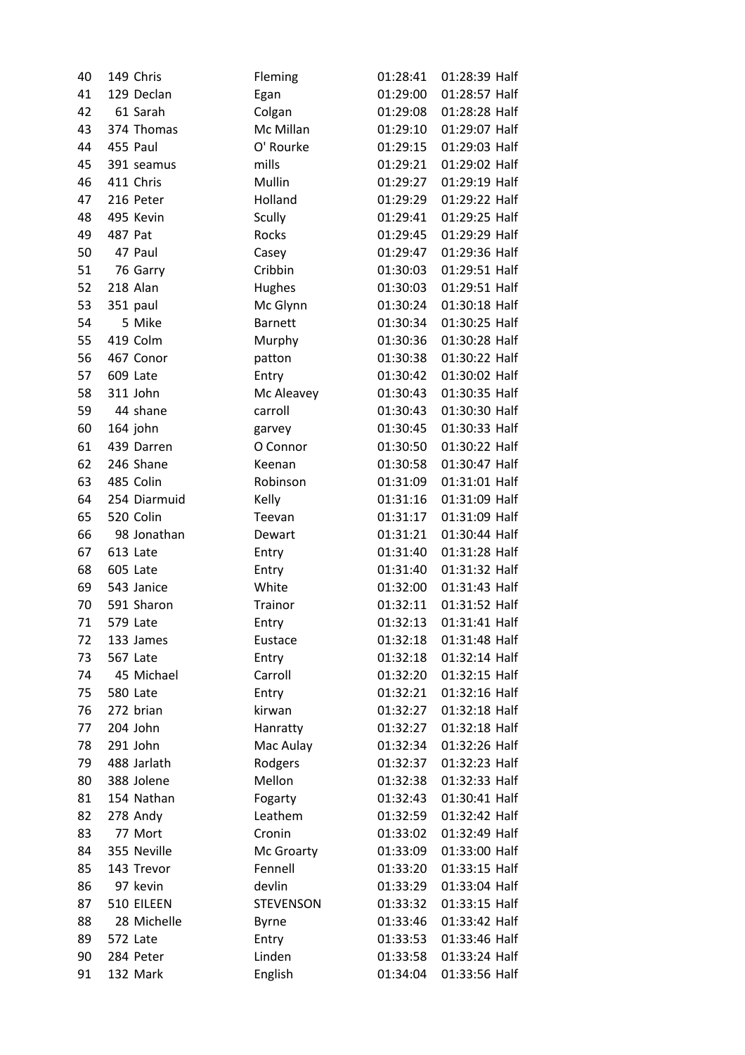| 40 | 149 | Chris | Fleming | 01:28:41 | 01:28:39 | Half |
|---|---|---|---|---|---|---|
| 41 | 129 | Declan | Egan | 01:29:00 | 01:28:57 | Half |
| 42 | 61 | Sarah | Colgan | 01:29:08 | 01:28:28 | Half |
| 43 | 374 | Thomas | Mc Millan | 01:29:10 | 01:29:07 | Half |
| 44 | 455 | Paul | O' Rourke | 01:29:15 | 01:29:03 | Half |
| 45 | 391 | seamus | mills | 01:29:21 | 01:29:02 | Half |
| 46 | 411 | Chris | Mullin | 01:29:27 | 01:29:19 | Half |
| 47 | 216 | Peter | Holland | 01:29:29 | 01:29:22 | Half |
| 48 | 495 | Kevin | Scully | 01:29:41 | 01:29:25 | Half |
| 49 | 487 | Pat | Rocks | 01:29:45 | 01:29:29 | Half |
| 50 | 47 | Paul | Casey | 01:29:47 | 01:29:36 | Half |
| 51 | 76 | Garry | Cribbin | 01:30:03 | 01:29:51 | Half |
| 52 | 218 | Alan | Hughes | 01:30:03 | 01:29:51 | Half |
| 53 | 351 | paul | Mc Glynn | 01:30:24 | 01:30:18 | Half |
| 54 | 5 | Mike | Barnett | 01:30:34 | 01:30:25 | Half |
| 55 | 419 | Colm | Murphy | 01:30:36 | 01:30:28 | Half |
| 56 | 467 | Conor | patton | 01:30:38 | 01:30:22 | Half |
| 57 | 609 | Late | Entry | 01:30:42 | 01:30:02 | Half |
| 58 | 311 | John | Mc Aleavey | 01:30:43 | 01:30:35 | Half |
| 59 | 44 | shane | carroll | 01:30:43 | 01:30:30 | Half |
| 60 | 164 | john | garvey | 01:30:45 | 01:30:33 | Half |
| 61 | 439 | Darren | O Connor | 01:30:50 | 01:30:22 | Half |
| 62 | 246 | Shane | Keenan | 01:30:58 | 01:30:47 | Half |
| 63 | 485 | Colin | Robinson | 01:31:09 | 01:31:01 | Half |
| 64 | 254 | Diarmuid | Kelly | 01:31:16 | 01:31:09 | Half |
| 65 | 520 | Colin | Teevan | 01:31:17 | 01:31:09 | Half |
| 66 | 98 | Jonathan | Dewart | 01:31:21 | 01:30:44 | Half |
| 67 | 613 | Late | Entry | 01:31:40 | 01:31:28 | Half |
| 68 | 605 | Late | Entry | 01:31:40 | 01:31:32 | Half |
| 69 | 543 | Janice | White | 01:32:00 | 01:31:43 | Half |
| 70 | 591 | Sharon | Trainor | 01:32:11 | 01:31:52 | Half |
| 71 | 579 | Late | Entry | 01:32:13 | 01:31:41 | Half |
| 72 | 133 | James | Eustace | 01:32:18 | 01:31:48 | Half |
| 73 | 567 | Late | Entry | 01:32:18 | 01:32:14 | Half |
| 74 | 45 | Michael | Carroll | 01:32:20 | 01:32:15 | Half |
| 75 | 580 | Late | Entry | 01:32:21 | 01:32:16 | Half |
| 76 | 272 | brian | kirwan | 01:32:27 | 01:32:18 | Half |
| 77 | 204 | John | Hanratty | 01:32:27 | 01:32:18 | Half |
| 78 | 291 | John | Mac Aulay | 01:32:34 | 01:32:26 | Half |
| 79 | 488 | Jarlath | Rodgers | 01:32:37 | 01:32:23 | Half |
| 80 | 388 | Jolene | Mellon | 01:32:38 | 01:32:33 | Half |
| 81 | 154 | Nathan | Fogarty | 01:32:43 | 01:30:41 | Half |
| 82 | 278 | Andy | Leathem | 01:32:59 | 01:32:42 | Half |
| 83 | 77 | Mort | Cronin | 01:33:02 | 01:32:49 | Half |
| 84 | 355 | Neville | Mc Groarty | 01:33:09 | 01:33:00 | Half |
| 85 | 143 | Trevor | Fennell | 01:33:20 | 01:33:15 | Half |
| 86 | 97 | kevin | devlin | 01:33:29 | 01:33:04 | Half |
| 87 | 510 | EILEEN | STEVENSON | 01:33:32 | 01:33:15 | Half |
| 88 | 28 | Michelle | Byrne | 01:33:46 | 01:33:42 | Half |
| 89 | 572 | Late | Entry | 01:33:53 | 01:33:46 | Half |
| 90 | 284 | Peter | Linden | 01:33:58 | 01:33:24 | Half |
| 91 | 132 | Mark | English | 01:34:04 | 01:33:56 | Half |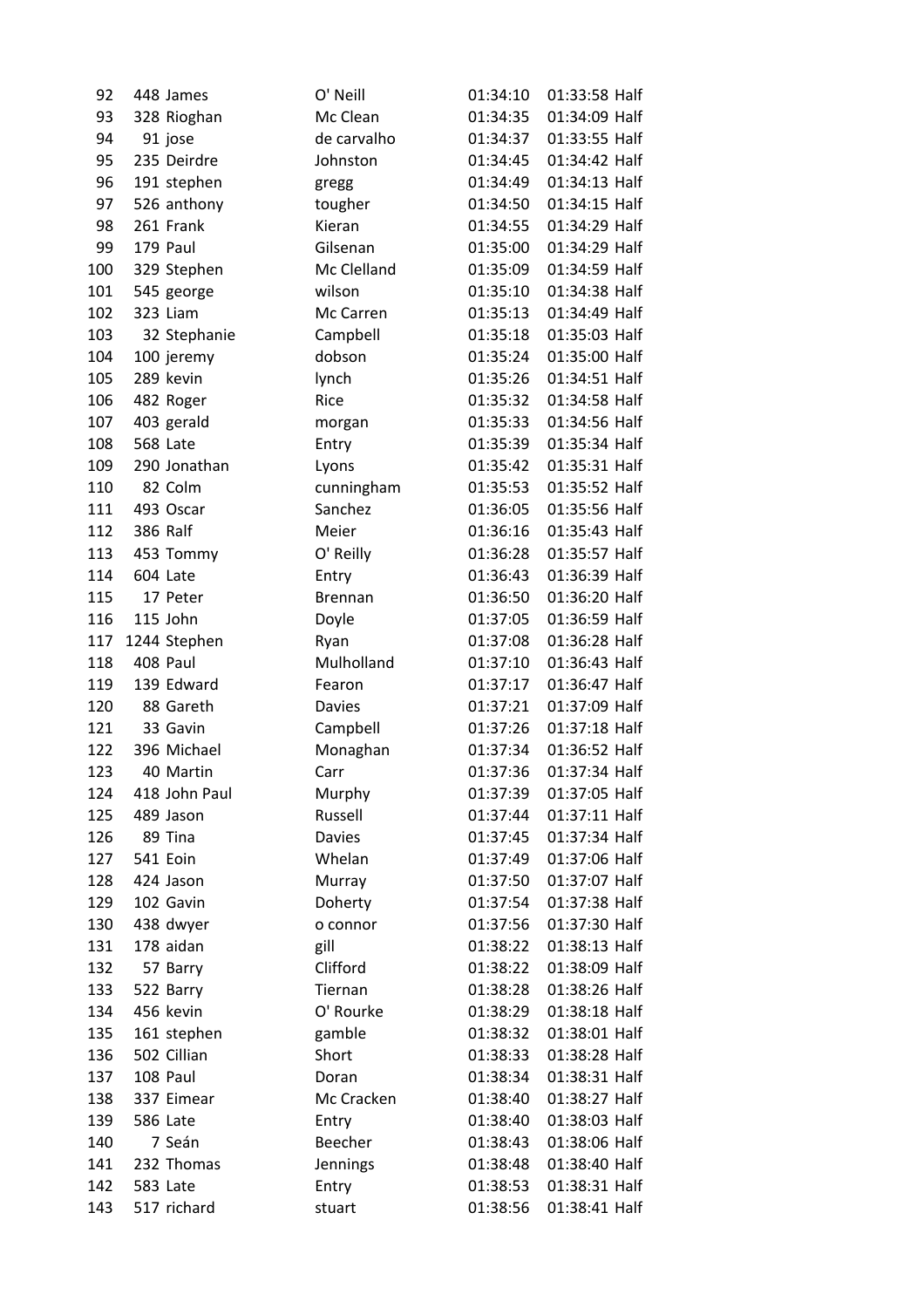| | | | | | | |
|---|---|---|---|---|---|---|
| 92 | 448 | James | O' Neill | 01:34:10 | 01:33:58 | Half |
| 93 | 328 | Rioghan | Mc Clean | 01:34:35 | 01:34:09 | Half |
| 94 | 91 | jose | de carvalho | 01:34:37 | 01:33:55 | Half |
| 95 | 235 | Deirdre | Johnston | 01:34:45 | 01:34:42 | Half |
| 96 | 191 | stephen | gregg | 01:34:49 | 01:34:13 | Half |
| 97 | 526 | anthony | tougher | 01:34:50 | 01:34:15 | Half |
| 98 | 261 | Frank | Kieran | 01:34:55 | 01:34:29 | Half |
| 99 | 179 | Paul | Gilsenan | 01:35:00 | 01:34:29 | Half |
| 100 | 329 | Stephen | Mc Clelland | 01:35:09 | 01:34:59 | Half |
| 101 | 545 | george | wilson | 01:35:10 | 01:34:38 | Half |
| 102 | 323 | Liam | Mc Carren | 01:35:13 | 01:34:49 | Half |
| 103 | 32 | Stephanie | Campbell | 01:35:18 | 01:35:03 | Half |
| 104 | 100 | jeremy | dobson | 01:35:24 | 01:35:00 | Half |
| 105 | 289 | kevin | lynch | 01:35:26 | 01:34:51 | Half |
| 106 | 482 | Roger | Rice | 01:35:32 | 01:34:58 | Half |
| 107 | 403 | gerald | morgan | 01:35:33 | 01:34:56 | Half |
| 108 | 568 | Late | Entry | 01:35:39 | 01:35:34 | Half |
| 109 | 290 | Jonathan | Lyons | 01:35:42 | 01:35:31 | Half |
| 110 | 82 | Colm | cunningham | 01:35:53 | 01:35:52 | Half |
| 111 | 493 | Oscar | Sanchez | 01:36:05 | 01:35:56 | Half |
| 112 | 386 | Ralf | Meier | 01:36:16 | 01:35:43 | Half |
| 113 | 453 | Tommy | O' Reilly | 01:36:28 | 01:35:57 | Half |
| 114 | 604 | Late | Entry | 01:36:43 | 01:36:39 | Half |
| 115 | 17 | Peter | Brennan | 01:36:50 | 01:36:20 | Half |
| 116 | 115 | John | Doyle | 01:37:05 | 01:36:59 | Half |
| 117 | 1244 | Stephen | Ryan | 01:37:08 | 01:36:28 | Half |
| 118 | 408 | Paul | Mulholland | 01:37:10 | 01:36:43 | Half |
| 119 | 139 | Edward | Fearon | 01:37:17 | 01:36:47 | Half |
| 120 | 88 | Gareth | Davies | 01:37:21 | 01:37:09 | Half |
| 121 | 33 | Gavin | Campbell | 01:37:26 | 01:37:18 | Half |
| 122 | 396 | Michael | Monaghan | 01:37:34 | 01:36:52 | Half |
| 123 | 40 | Martin | Carr | 01:37:36 | 01:37:34 | Half |
| 124 | 418 | John Paul | Murphy | 01:37:39 | 01:37:05 | Half |
| 125 | 489 | Jason | Russell | 01:37:44 | 01:37:11 | Half |
| 126 | 89 | Tina | Davies | 01:37:45 | 01:37:34 | Half |
| 127 | 541 | Eoin | Whelan | 01:37:49 | 01:37:06 | Half |
| 128 | 424 | Jason | Murray | 01:37:50 | 01:37:07 | Half |
| 129 | 102 | Gavin | Doherty | 01:37:54 | 01:37:38 | Half |
| 130 | 438 | dwyer | o connor | 01:37:56 | 01:37:30 | Half |
| 131 | 178 | aidan | gill | 01:38:22 | 01:38:13 | Half |
| 132 | 57 | Barry | Clifford | 01:38:22 | 01:38:09 | Half |
| 133 | 522 | Barry | Tiernan | 01:38:28 | 01:38:26 | Half |
| 134 | 456 | kevin | O' Rourke | 01:38:29 | 01:38:18 | Half |
| 135 | 161 | stephen | gamble | 01:38:32 | 01:38:01 | Half |
| 136 | 502 | Cillian | Short | 01:38:33 | 01:38:28 | Half |
| 137 | 108 | Paul | Doran | 01:38:34 | 01:38:31 | Half |
| 138 | 337 | Eimear | Mc Cracken | 01:38:40 | 01:38:27 | Half |
| 139 | 586 | Late | Entry | 01:38:40 | 01:38:03 | Half |
| 140 | 7 | Seán | Beecher | 01:38:43 | 01:38:06 | Half |
| 141 | 232 | Thomas | Jennings | 01:38:48 | 01:38:40 | Half |
| 142 | 583 | Late | Entry | 01:38:53 | 01:38:31 | Half |
| 143 | 517 | richard | stuart | 01:38:56 | 01:38:41 | Half |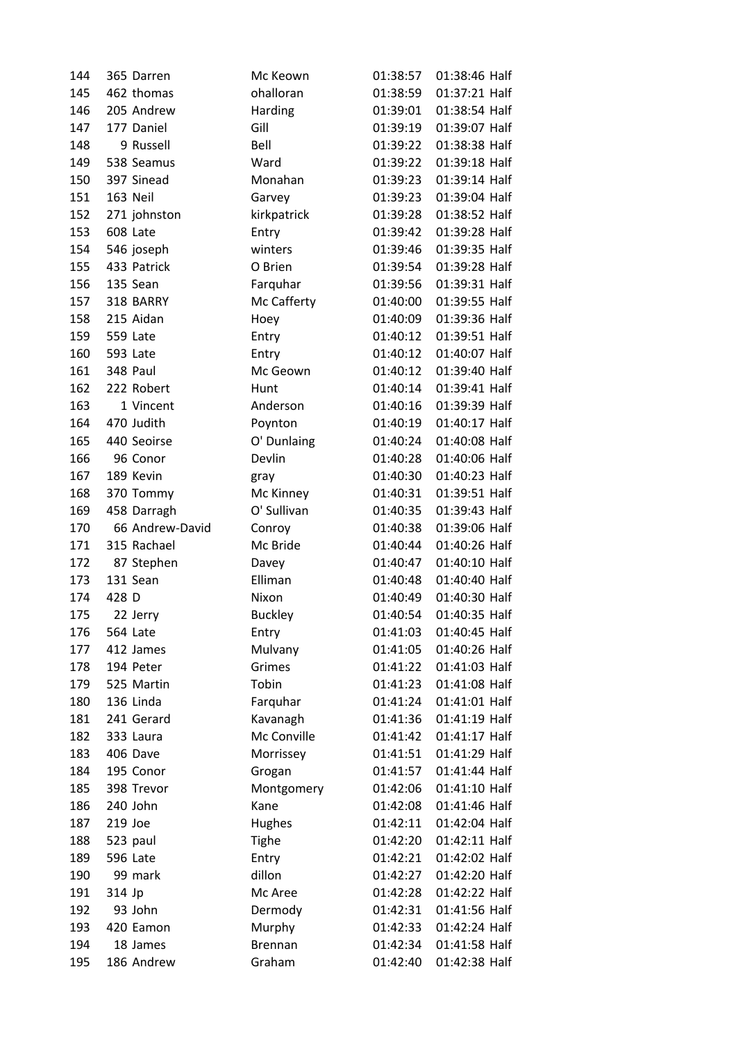| | | | | | | |
|---|---|---|---|---|---|---|
| 144 | 365 | Darren | Mc Keown | 01:38:57 | 01:38:46 | Half |
| 145 | 462 | thomas | ohalloran | 01:38:59 | 01:37:21 | Half |
| 146 | 205 | Andrew | Harding | 01:39:01 | 01:38:54 | Half |
| 147 | 177 | Daniel | Gill | 01:39:19 | 01:39:07 | Half |
| 148 | 9 | Russell | Bell | 01:39:22 | 01:38:38 | Half |
| 149 | 538 | Seamus | Ward | 01:39:22 | 01:39:18 | Half |
| 150 | 397 | Sinead | Monahan | 01:39:23 | 01:39:14 | Half |
| 151 | 163 | Neil | Garvey | 01:39:23 | 01:39:04 | Half |
| 152 | 271 | johnston | kirkpatrick | 01:39:28 | 01:38:52 | Half |
| 153 | 608 | Late | Entry | 01:39:42 | 01:39:28 | Half |
| 154 | 546 | joseph | winters | 01:39:46 | 01:39:35 | Half |
| 155 | 433 | Patrick | O Brien | 01:39:54 | 01:39:28 | Half |
| 156 | 135 | Sean | Farquhar | 01:39:56 | 01:39:31 | Half |
| 157 | 318 | BARRY | Mc Cafferty | 01:40:00 | 01:39:55 | Half |
| 158 | 215 | Aidan | Hoey | 01:40:09 | 01:39:36 | Half |
| 159 | 559 | Late | Entry | 01:40:12 | 01:39:51 | Half |
| 160 | 593 | Late | Entry | 01:40:12 | 01:40:07 | Half |
| 161 | 348 | Paul | Mc Geown | 01:40:12 | 01:39:40 | Half |
| 162 | 222 | Robert | Hunt | 01:40:14 | 01:39:41 | Half |
| 163 | 1 | Vincent | Anderson | 01:40:16 | 01:39:39 | Half |
| 164 | 470 | Judith | Poynton | 01:40:19 | 01:40:17 | Half |
| 165 | 440 | Seoirse | O' Dunlaing | 01:40:24 | 01:40:08 | Half |
| 166 | 96 | Conor | Devlin | 01:40:28 | 01:40:06 | Half |
| 167 | 189 | Kevin | gray | 01:40:30 | 01:40:23 | Half |
| 168 | 370 | Tommy | Mc Kinney | 01:40:31 | 01:39:51 | Half |
| 169 | 458 | Darragh | O' Sullivan | 01:40:35 | 01:39:43 | Half |
| 170 | 66 | Andrew-David | Conroy | 01:40:38 | 01:39:06 | Half |
| 171 | 315 | Rachael | Mc Bride | 01:40:44 | 01:40:26 | Half |
| 172 | 87 | Stephen | Davey | 01:40:47 | 01:40:10 | Half |
| 173 | 131 | Sean | Elliman | 01:40:48 | 01:40:40 | Half |
| 174 | 428 | D | Nixon | 01:40:49 | 01:40:30 | Half |
| 175 | 22 | Jerry | Buckley | 01:40:54 | 01:40:35 | Half |
| 176 | 564 | Late | Entry | 01:41:03 | 01:40:45 | Half |
| 177 | 412 | James | Mulvany | 01:41:05 | 01:40:26 | Half |
| 178 | 194 | Peter | Grimes | 01:41:22 | 01:41:03 | Half |
| 179 | 525 | Martin | Tobin | 01:41:23 | 01:41:08 | Half |
| 180 | 136 | Linda | Farquhar | 01:41:24 | 01:41:01 | Half |
| 181 | 241 | Gerard | Kavanagh | 01:41:36 | 01:41:19 | Half |
| 182 | 333 | Laura | Mc Conville | 01:41:42 | 01:41:17 | Half |
| 183 | 406 | Dave | Morrissey | 01:41:51 | 01:41:29 | Half |
| 184 | 195 | Conor | Grogan | 01:41:57 | 01:41:44 | Half |
| 185 | 398 | Trevor | Montgomery | 01:42:06 | 01:41:10 | Half |
| 186 | 240 | John | Kane | 01:42:08 | 01:41:46 | Half |
| 187 | 219 | Joe | Hughes | 01:42:11 | 01:42:04 | Half |
| 188 | 523 | paul | Tighe | 01:42:20 | 01:42:11 | Half |
| 189 | 596 | Late | Entry | 01:42:21 | 01:42:02 | Half |
| 190 | 99 | mark | dillon | 01:42:27 | 01:42:20 | Half |
| 191 | 314 | Jp | Mc Aree | 01:42:28 | 01:42:22 | Half |
| 192 | 93 | John | Dermody | 01:42:31 | 01:41:56 | Half |
| 193 | 420 | Eamon | Murphy | 01:42:33 | 01:42:24 | Half |
| 194 | 18 | James | Brennan | 01:42:34 | 01:41:58 | Half |
| 195 | 186 | Andrew | Graham | 01:42:40 | 01:42:38 | Half |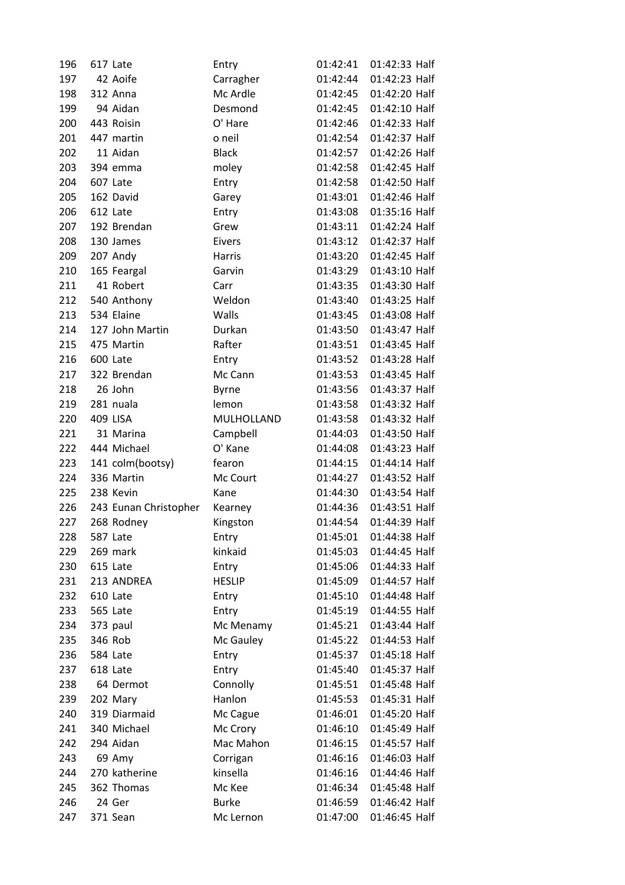| | | | | | | |
|---|---|---|---|---|---|---|
| 196 | 617 | Late | Entry | 01:42:41 | 01:42:33 | Half |
| 197 | 42 | Aoife | Carragher | 01:42:44 | 01:42:23 | Half |
| 198 | 312 | Anna | Mc Ardle | 01:42:45 | 01:42:20 | Half |
| 199 | 94 | Aidan | Desmond | 01:42:45 | 01:42:10 | Half |
| 200 | 443 | Roisin | O' Hare | 01:42:46 | 01:42:33 | Half |
| 201 | 447 | martin | o neil | 01:42:54 | 01:42:37 | Half |
| 202 | 11 | Aidan | Black | 01:42:57 | 01:42:26 | Half |
| 203 | 394 | emma | moley | 01:42:58 | 01:42:45 | Half |
| 204 | 607 | Late | Entry | 01:42:58 | 01:42:50 | Half |
| 205 | 162 | David | Garey | 01:43:01 | 01:42:46 | Half |
| 206 | 612 | Late | Entry | 01:43:08 | 01:35:16 | Half |
| 207 | 192 | Brendan | Grew | 01:43:11 | 01:42:24 | Half |
| 208 | 130 | James | Eivers | 01:43:12 | 01:42:37 | Half |
| 209 | 207 | Andy | Harris | 01:43:20 | 01:42:45 | Half |
| 210 | 165 | Feargal | Garvin | 01:43:29 | 01:43:10 | Half |
| 211 | 41 | Robert | Carr | 01:43:35 | 01:43:30 | Half |
| 212 | 540 | Anthony | Weldon | 01:43:40 | 01:43:25 | Half |
| 213 | 534 | Elaine | Walls | 01:43:45 | 01:43:08 | Half |
| 214 | 127 | John Martin | Durkan | 01:43:50 | 01:43:47 | Half |
| 215 | 475 | Martin | Rafter | 01:43:51 | 01:43:45 | Half |
| 216 | 600 | Late | Entry | 01:43:52 | 01:43:28 | Half |
| 217 | 322 | Brendan | Mc Cann | 01:43:53 | 01:43:45 | Half |
| 218 | 26 | John | Byrne | 01:43:56 | 01:43:37 | Half |
| 219 | 281 | nuala | lemon | 01:43:58 | 01:43:32 | Half |
| 220 | 409 | LISA | MULHOLLAND | 01:43:58 | 01:43:32 | Half |
| 221 | 31 | Marina | Campbell | 01:44:03 | 01:43:50 | Half |
| 222 | 444 | Michael | O' Kane | 01:44:08 | 01:43:23 | Half |
| 223 | 141 | colm(bootsy) | fearon | 01:44:15 | 01:44:14 | Half |
| 224 | 336 | Martin | Mc Court | 01:44:27 | 01:43:52 | Half |
| 225 | 238 | Kevin | Kane | 01:44:30 | 01:43:54 | Half |
| 226 | 243 | Eunan Christopher | Kearney | 01:44:36 | 01:43:51 | Half |
| 227 | 268 | Rodney | Kingston | 01:44:54 | 01:44:39 | Half |
| 228 | 587 | Late | Entry | 01:45:01 | 01:44:38 | Half |
| 229 | 269 | mark | kinkaid | 01:45:03 | 01:44:45 | Half |
| 230 | 615 | Late | Entry | 01:45:06 | 01:44:33 | Half |
| 231 | 213 | ANDREA | HESLIP | 01:45:09 | 01:44:57 | Half |
| 232 | 610 | Late | Entry | 01:45:10 | 01:44:48 | Half |
| 233 | 565 | Late | Entry | 01:45:19 | 01:44:55 | Half |
| 234 | 373 | paul | Mc Menamy | 01:45:21 | 01:43:44 | Half |
| 235 | 346 | Rob | Mc Gauley | 01:45:22 | 01:44:53 | Half |
| 236 | 584 | Late | Entry | 01:45:37 | 01:45:18 | Half |
| 237 | 618 | Late | Entry | 01:45:40 | 01:45:37 | Half |
| 238 | 64 | Dermot | Connolly | 01:45:51 | 01:45:48 | Half |
| 239 | 202 | Mary | Hanlon | 01:45:53 | 01:45:31 | Half |
| 240 | 319 | Diarmaid | Mc Cague | 01:46:01 | 01:45:20 | Half |
| 241 | 340 | Michael | Mc Crory | 01:46:10 | 01:45:49 | Half |
| 242 | 294 | Aidan | Mac Mahon | 01:46:15 | 01:45:57 | Half |
| 243 | 69 | Amy | Corrigan | 01:46:16 | 01:46:03 | Half |
| 244 | 270 | katherine | kinsella | 01:46:16 | 01:44:46 | Half |
| 245 | 362 | Thomas | Mc Kee | 01:46:34 | 01:45:48 | Half |
| 246 | 24 | Ger | Burke | 01:46:59 | 01:46:42 | Half |
| 247 | 371 | Sean | Mc Lernon | 01:47:00 | 01:46:45 | Half |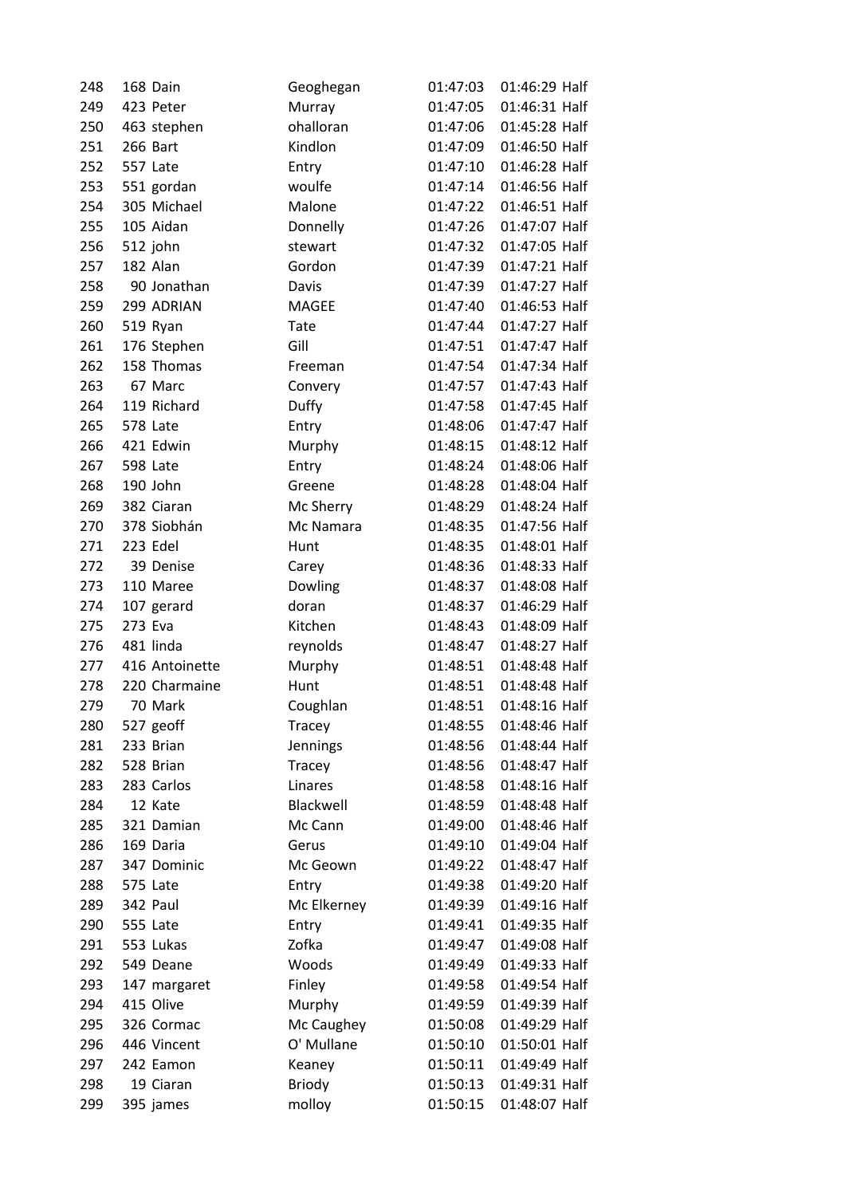| | | | | | | |
|---|---|---|---|---|---|---|
| 248 | 168 | Dain | Geoghegan | 01:47:03 | 01:46:29 | Half |
| 249 | 423 | Peter | Murray | 01:47:05 | 01:46:31 | Half |
| 250 | 463 | stephen | ohalloran | 01:47:06 | 01:45:28 | Half |
| 251 | 266 | Bart | Kindlon | 01:47:09 | 01:46:50 | Half |
| 252 | 557 | Late | Entry | 01:47:10 | 01:46:28 | Half |
| 253 | 551 | gordan | woulfe | 01:47:14 | 01:46:56 | Half |
| 254 | 305 | Michael | Malone | 01:47:22 | 01:46:51 | Half |
| 255 | 105 | Aidan | Donnelly | 01:47:26 | 01:47:07 | Half |
| 256 | 512 | john | stewart | 01:47:32 | 01:47:05 | Half |
| 257 | 182 | Alan | Gordon | 01:47:39 | 01:47:21 | Half |
| 258 | 90 | Jonathan | Davis | 01:47:39 | 01:47:27 | Half |
| 259 | 299 | ADRIAN | MAGEE | 01:47:40 | 01:46:53 | Half |
| 260 | 519 | Ryan | Tate | 01:47:44 | 01:47:27 | Half |
| 261 | 176 | Stephen | Gill | 01:47:51 | 01:47:47 | Half |
| 262 | 158 | Thomas | Freeman | 01:47:54 | 01:47:34 | Half |
| 263 | 67 | Marc | Convery | 01:47:57 | 01:47:43 | Half |
| 264 | 119 | Richard | Duffy | 01:47:58 | 01:47:45 | Half |
| 265 | 578 | Late | Entry | 01:48:06 | 01:47:47 | Half |
| 266 | 421 | Edwin | Murphy | 01:48:15 | 01:48:12 | Half |
| 267 | 598 | Late | Entry | 01:48:24 | 01:48:06 | Half |
| 268 | 190 | John | Greene | 01:48:28 | 01:48:04 | Half |
| 269 | 382 | Ciaran | Mc Sherry | 01:48:29 | 01:48:24 | Half |
| 270 | 378 | Siobhán | Mc Namara | 01:48:35 | 01:47:56 | Half |
| 271 | 223 | Edel | Hunt | 01:48:35 | 01:48:01 | Half |
| 272 | 39 | Denise | Carey | 01:48:36 | 01:48:33 | Half |
| 273 | 110 | Maree | Dowling | 01:48:37 | 01:48:08 | Half |
| 274 | 107 | gerard | doran | 01:48:37 | 01:46:29 | Half |
| 275 | 273 | Eva | Kitchen | 01:48:43 | 01:48:09 | Half |
| 276 | 481 | linda | reynolds | 01:48:47 | 01:48:27 | Half |
| 277 | 416 | Antoinette | Murphy | 01:48:51 | 01:48:48 | Half |
| 278 | 220 | Charmaine | Hunt | 01:48:51 | 01:48:48 | Half |
| 279 | 70 | Mark | Coughlan | 01:48:51 | 01:48:16 | Half |
| 280 | 527 | geoff | Tracey | 01:48:55 | 01:48:46 | Half |
| 281 | 233 | Brian | Jennings | 01:48:56 | 01:48:44 | Half |
| 282 | 528 | Brian | Tracey | 01:48:56 | 01:48:47 | Half |
| 283 | 283 | Carlos | Linares | 01:48:58 | 01:48:16 | Half |
| 284 | 12 | Kate | Blackwell | 01:48:59 | 01:48:48 | Half |
| 285 | 321 | Damian | Mc Cann | 01:49:00 | 01:48:46 | Half |
| 286 | 169 | Daria | Gerus | 01:49:10 | 01:49:04 | Half |
| 287 | 347 | Dominic | Mc Geown | 01:49:22 | 01:48:47 | Half |
| 288 | 575 | Late | Entry | 01:49:38 | 01:49:20 | Half |
| 289 | 342 | Paul | Mc Elkerney | 01:49:39 | 01:49:16 | Half |
| 290 | 555 | Late | Entry | 01:49:41 | 01:49:35 | Half |
| 291 | 553 | Lukas | Zofka | 01:49:47 | 01:49:08 | Half |
| 292 | 549 | Deane | Woods | 01:49:49 | 01:49:33 | Half |
| 293 | 147 | margaret | Finley | 01:49:58 | 01:49:54 | Half |
| 294 | 415 | Olive | Murphy | 01:49:59 | 01:49:39 | Half |
| 295 | 326 | Cormac | Mc Caughey | 01:50:08 | 01:49:29 | Half |
| 296 | 446 | Vincent | O' Mullane | 01:50:10 | 01:50:01 | Half |
| 297 | 242 | Eamon | Keaney | 01:50:11 | 01:49:49 | Half |
| 298 | 19 | Ciaran | Briody | 01:50:13 | 01:49:31 | Half |
| 299 | 395 | james | molloy | 01:50:15 | 01:48:07 | Half |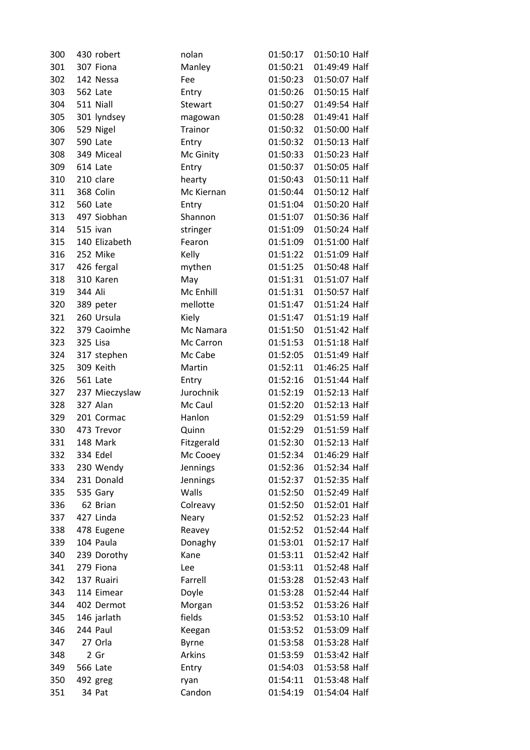| | | | | | | |
|---|---|---|---|---|---|---|
| 300 | 430 | robert | nolan | 01:50:17 | 01:50:10 | Half |
| 301 | 307 | Fiona | Manley | 01:50:21 | 01:49:49 | Half |
| 302 | 142 | Nessa | Fee | 01:50:23 | 01:50:07 | Half |
| 303 | 562 | Late | Entry | 01:50:26 | 01:50:15 | Half |
| 304 | 511 | Niall | Stewart | 01:50:27 | 01:49:54 | Half |
| 305 | 301 | lyndsey | magowan | 01:50:28 | 01:49:41 | Half |
| 306 | 529 | Nigel | Trainor | 01:50:32 | 01:50:00 | Half |
| 307 | 590 | Late | Entry | 01:50:32 | 01:50:13 | Half |
| 308 | 349 | Miceal | Mc Ginity | 01:50:33 | 01:50:23 | Half |
| 309 | 614 | Late | Entry | 01:50:37 | 01:50:05 | Half |
| 310 | 210 | clare | hearty | 01:50:43 | 01:50:11 | Half |
| 311 | 368 | Colin | Mc Kiernan | 01:50:44 | 01:50:12 | Half |
| 312 | 560 | Late | Entry | 01:51:04 | 01:50:20 | Half |
| 313 | 497 | Siobhan | Shannon | 01:51:07 | 01:50:36 | Half |
| 314 | 515 | ivan | stringer | 01:51:09 | 01:50:24 | Half |
| 315 | 140 | Elizabeth | Fearon | 01:51:09 | 01:51:00 | Half |
| 316 | 252 | Mike | Kelly | 01:51:22 | 01:51:09 | Half |
| 317 | 426 | fergal | mythen | 01:51:25 | 01:50:48 | Half |
| 318 | 310 | Karen | May | 01:51:31 | 01:51:07 | Half |
| 319 | 344 | Ali | Mc Enhill | 01:51:31 | 01:50:57 | Half |
| 320 | 389 | peter | mellotte | 01:51:47 | 01:51:24 | Half |
| 321 | 260 | Ursula | Kiely | 01:51:47 | 01:51:19 | Half |
| 322 | 379 | Caoimhe | Mc Namara | 01:51:50 | 01:51:42 | Half |
| 323 | 325 | Lisa | Mc Carron | 01:51:53 | 01:51:18 | Half |
| 324 | 317 | stephen | Mc Cabe | 01:52:05 | 01:51:49 | Half |
| 325 | 309 | Keith | Martin | 01:52:11 | 01:46:25 | Half |
| 326 | 561 | Late | Entry | 01:52:16 | 01:51:44 | Half |
| 327 | 237 | Mieczyslaw | Jurochnik | 01:52:19 | 01:52:13 | Half |
| 328 | 327 | Alan | Mc Caul | 01:52:20 | 01:52:13 | Half |
| 329 | 201 | Cormac | Hanlon | 01:52:29 | 01:51:59 | Half |
| 330 | 473 | Trevor | Quinn | 01:52:29 | 01:51:59 | Half |
| 331 | 148 | Mark | Fitzgerald | 01:52:30 | 01:52:13 | Half |
| 332 | 334 | Edel | Mc Cooey | 01:52:34 | 01:46:29 | Half |
| 333 | 230 | Wendy | Jennings | 01:52:36 | 01:52:34 | Half |
| 334 | 231 | Donald | Jennings | 01:52:37 | 01:52:35 | Half |
| 335 | 535 | Gary | Walls | 01:52:50 | 01:52:49 | Half |
| 336 | 62 | Brian | Colreavy | 01:52:50 | 01:52:01 | Half |
| 337 | 427 | Linda | Neary | 01:52:52 | 01:52:23 | Half |
| 338 | 478 | Eugene | Reavey | 01:52:52 | 01:52:44 | Half |
| 339 | 104 | Paula | Donaghy | 01:53:01 | 01:52:17 | Half |
| 340 | 239 | Dorothy | Kane | 01:53:11 | 01:52:42 | Half |
| 341 | 279 | Fiona | Lee | 01:53:11 | 01:52:48 | Half |
| 342 | 137 | Ruairi | Farrell | 01:53:28 | 01:52:43 | Half |
| 343 | 114 | Eimear | Doyle | 01:53:28 | 01:52:44 | Half |
| 344 | 402 | Dermot | Morgan | 01:53:52 | 01:53:26 | Half |
| 345 | 146 | jarlath | fields | 01:53:52 | 01:53:10 | Half |
| 346 | 244 | Paul | Keegan | 01:53:52 | 01:53:09 | Half |
| 347 | 27 | Orla | Byrne | 01:53:58 | 01:53:28 | Half |
| 348 | 2 | Gr | Arkins | 01:53:59 | 01:53:42 | Half |
| 349 | 566 | Late | Entry | 01:54:03 | 01:53:58 | Half |
| 350 | 492 | greg | ryan | 01:54:11 | 01:53:48 | Half |
| 351 | 34 | Pat | Candon | 01:54:19 | 01:54:04 | Half |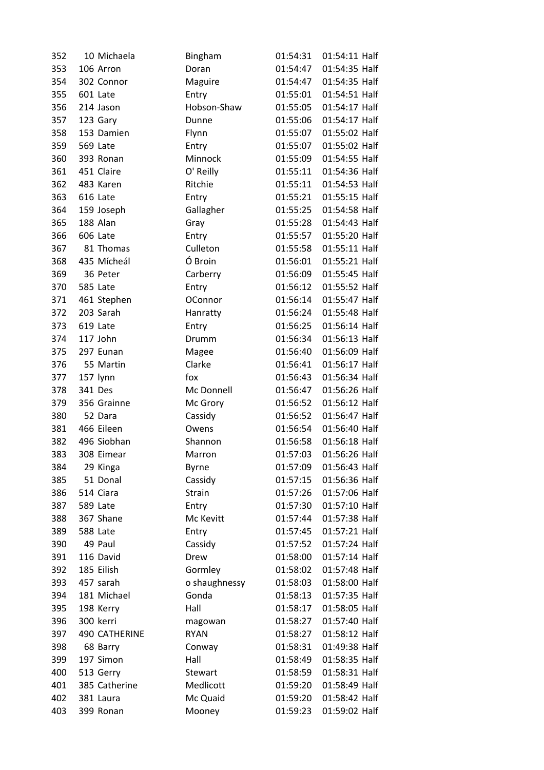| | | | | | | |
|---|---|---|---|---|---|---|
| 352 | 10 | Michaela | Bingham | 01:54:31 | 01:54:11 | Half |
| 353 | 106 | Arron | Doran | 01:54:47 | 01:54:35 | Half |
| 354 | 302 | Connor | Maguire | 01:54:47 | 01:54:35 | Half |
| 355 | 601 | Late | Entry | 01:55:01 | 01:54:51 | Half |
| 356 | 214 | Jason | Hobson-Shaw | 01:55:05 | 01:54:17 | Half |
| 357 | 123 | Gary | Dunne | 01:55:06 | 01:54:17 | Half |
| 358 | 153 | Damien | Flynn | 01:55:07 | 01:55:02 | Half |
| 359 | 569 | Late | Entry | 01:55:07 | 01:55:02 | Half |
| 360 | 393 | Ronan | Minnock | 01:55:09 | 01:54:55 | Half |
| 361 | 451 | Claire | O' Reilly | 01:55:11 | 01:54:36 | Half |
| 362 | 483 | Karen | Ritchie | 01:55:11 | 01:54:53 | Half |
| 363 | 616 | Late | Entry | 01:55:21 | 01:55:15 | Half |
| 364 | 159 | Joseph | Gallagher | 01:55:25 | 01:54:58 | Half |
| 365 | 188 | Alan | Gray | 01:55:28 | 01:54:43 | Half |
| 366 | 606 | Late | Entry | 01:55:57 | 01:55:20 | Half |
| 367 | 81 | Thomas | Culleton | 01:55:58 | 01:55:11 | Half |
| 368 | 435 | Mícheál | Ó Broin | 01:56:01 | 01:55:21 | Half |
| 369 | 36 | Peter | Carberry | 01:56:09 | 01:55:45 | Half |
| 370 | 585 | Late | Entry | 01:56:12 | 01:55:52 | Half |
| 371 | 461 | Stephen | OConnor | 01:56:14 | 01:55:47 | Half |
| 372 | 203 | Sarah | Hanratty | 01:56:24 | 01:55:48 | Half |
| 373 | 619 | Late | Entry | 01:56:25 | 01:56:14 | Half |
| 374 | 117 | John | Drumm | 01:56:34 | 01:56:13 | Half |
| 375 | 297 | Eunan | Magee | 01:56:40 | 01:56:09 | Half |
| 376 | 55 | Martin | Clarke | 01:56:41 | 01:56:17 | Half |
| 377 | 157 | lynn | fox | 01:56:43 | 01:56:34 | Half |
| 378 | 341 | Des | Mc Donnell | 01:56:47 | 01:56:26 | Half |
| 379 | 356 | Grainne | Mc Grory | 01:56:52 | 01:56:12 | Half |
| 380 | 52 | Dara | Cassidy | 01:56:52 | 01:56:47 | Half |
| 381 | 466 | Eileen | Owens | 01:56:54 | 01:56:40 | Half |
| 382 | 496 | Siobhan | Shannon | 01:56:58 | 01:56:18 | Half |
| 383 | 308 | Eimear | Marron | 01:57:03 | 01:56:26 | Half |
| 384 | 29 | Kinga | Byrne | 01:57:09 | 01:56:43 | Half |
| 385 | 51 | Donal | Cassidy | 01:57:15 | 01:56:36 | Half |
| 386 | 514 | Ciara | Strain | 01:57:26 | 01:57:06 | Half |
| 387 | 589 | Late | Entry | 01:57:30 | 01:57:10 | Half |
| 388 | 367 | Shane | Mc Kevitt | 01:57:44 | 01:57:38 | Half |
| 389 | 588 | Late | Entry | 01:57:45 | 01:57:21 | Half |
| 390 | 49 | Paul | Cassidy | 01:57:52 | 01:57:24 | Half |
| 391 | 116 | David | Drew | 01:58:00 | 01:57:14 | Half |
| 392 | 185 | Eilish | Gormley | 01:58:02 | 01:57:48 | Half |
| 393 | 457 | sarah | o shaughnessy | 01:58:03 | 01:58:00 | Half |
| 394 | 181 | Michael | Gonda | 01:58:13 | 01:57:35 | Half |
| 395 | 198 | Kerry | Hall | 01:58:17 | 01:58:05 | Half |
| 396 | 300 | kerri | magowan | 01:58:27 | 01:57:40 | Half |
| 397 | 490 | CATHERINE | RYAN | 01:58:27 | 01:58:12 | Half |
| 398 | 68 | Barry | Conway | 01:58:31 | 01:49:38 | Half |
| 399 | 197 | Simon | Hall | 01:58:49 | 01:58:35 | Half |
| 400 | 513 | Gerry | Stewart | 01:58:59 | 01:58:31 | Half |
| 401 | 385 | Catherine | Medlicott | 01:59:20 | 01:58:49 | Half |
| 402 | 381 | Laura | Mc Quaid | 01:59:20 | 01:58:42 | Half |
| 403 | 399 | Ronan | Mooney | 01:59:23 | 01:59:02 | Half |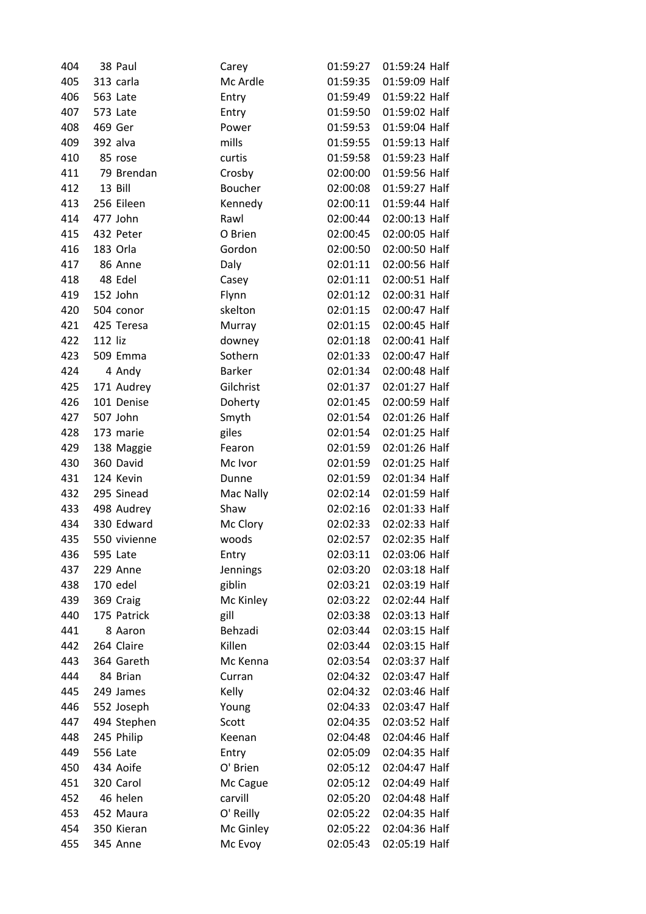| | | | | | | |
|---|---|---|---|---|---|---|
| 404 | 38 | Paul | Carey | 01:59:27 | 01:59:24 | Half |
| 405 | 313 | carla | Mc Ardle | 01:59:35 | 01:59:09 | Half |
| 406 | 563 | Late | Entry | 01:59:49 | 01:59:22 | Half |
| 407 | 573 | Late | Entry | 01:59:50 | 01:59:02 | Half |
| 408 | 469 | Ger | Power | 01:59:53 | 01:59:04 | Half |
| 409 | 392 | alva | mills | 01:59:55 | 01:59:13 | Half |
| 410 | 85 | rose | curtis | 01:59:58 | 01:59:23 | Half |
| 411 | 79 | Brendan | Crosby | 02:00:00 | 01:59:56 | Half |
| 412 | 13 | Bill | Boucher | 02:00:08 | 01:59:27 | Half |
| 413 | 256 | Eileen | Kennedy | 02:00:11 | 01:59:44 | Half |
| 414 | 477 | John | Rawl | 02:00:44 | 02:00:13 | Half |
| 415 | 432 | Peter | O Brien | 02:00:45 | 02:00:05 | Half |
| 416 | 183 | Orla | Gordon | 02:00:50 | 02:00:50 | Half |
| 417 | 86 | Anne | Daly | 02:01:11 | 02:00:56 | Half |
| 418 | 48 | Edel | Casey | 02:01:11 | 02:00:51 | Half |
| 419 | 152 | John | Flynn | 02:01:12 | 02:00:31 | Half |
| 420 | 504 | conor | skelton | 02:01:15 | 02:00:47 | Half |
| 421 | 425 | Teresa | Murray | 02:01:15 | 02:00:45 | Half |
| 422 | 112 | liz | downey | 02:01:18 | 02:00:41 | Half |
| 423 | 509 | Emma | Sothern | 02:01:33 | 02:00:47 | Half |
| 424 | 4 | Andy | Barker | 02:01:34 | 02:00:48 | Half |
| 425 | 171 | Audrey | Gilchrist | 02:01:37 | 02:01:27 | Half |
| 426 | 101 | Denise | Doherty | 02:01:45 | 02:00:59 | Half |
| 427 | 507 | John | Smyth | 02:01:54 | 02:01:26 | Half |
| 428 | 173 | marie | giles | 02:01:54 | 02:01:25 | Half |
| 429 | 138 | Maggie | Fearon | 02:01:59 | 02:01:26 | Half |
| 430 | 360 | David | Mc Ivor | 02:01:59 | 02:01:25 | Half |
| 431 | 124 | Kevin | Dunne | 02:01:59 | 02:01:34 | Half |
| 432 | 295 | Sinead | Mac Nally | 02:02:14 | 02:01:59 | Half |
| 433 | 498 | Audrey | Shaw | 02:02:16 | 02:01:33 | Half |
| 434 | 330 | Edward | Mc Clory | 02:02:33 | 02:02:33 | Half |
| 435 | 550 | vivienne | woods | 02:02:57 | 02:02:35 | Half |
| 436 | 595 | Late | Entry | 02:03:11 | 02:03:06 | Half |
| 437 | 229 | Anne | Jennings | 02:03:20 | 02:03:18 | Half |
| 438 | 170 | edel | giblin | 02:03:21 | 02:03:19 | Half |
| 439 | 369 | Craig | Mc Kinley | 02:03:22 | 02:02:44 | Half |
| 440 | 175 | Patrick | gill | 02:03:38 | 02:03:13 | Half |
| 441 | 8 | Aaron | Behzadi | 02:03:44 | 02:03:15 | Half |
| 442 | 264 | Claire | Killen | 02:03:44 | 02:03:15 | Half |
| 443 | 364 | Gareth | Mc Kenna | 02:03:54 | 02:03:37 | Half |
| 444 | 84 | Brian | Curran | 02:04:32 | 02:03:47 | Half |
| 445 | 249 | James | Kelly | 02:04:32 | 02:03:46 | Half |
| 446 | 552 | Joseph | Young | 02:04:33 | 02:03:47 | Half |
| 447 | 494 | Stephen | Scott | 02:04:35 | 02:03:52 | Half |
| 448 | 245 | Philip | Keenan | 02:04:48 | 02:04:46 | Half |
| 449 | 556 | Late | Entry | 02:05:09 | 02:04:35 | Half |
| 450 | 434 | Aoife | O' Brien | 02:05:12 | 02:04:47 | Half |
| 451 | 320 | Carol | Mc Cague | 02:05:12 | 02:04:49 | Half |
| 452 | 46 | helen | carvill | 02:05:20 | 02:04:48 | Half |
| 453 | 452 | Maura | O' Reilly | 02:05:22 | 02:04:35 | Half |
| 454 | 350 | Kieran | Mc Ginley | 02:05:22 | 02:04:36 | Half |
| 455 | 345 | Anne | Mc Evoy | 02:05:43 | 02:05:19 | Half |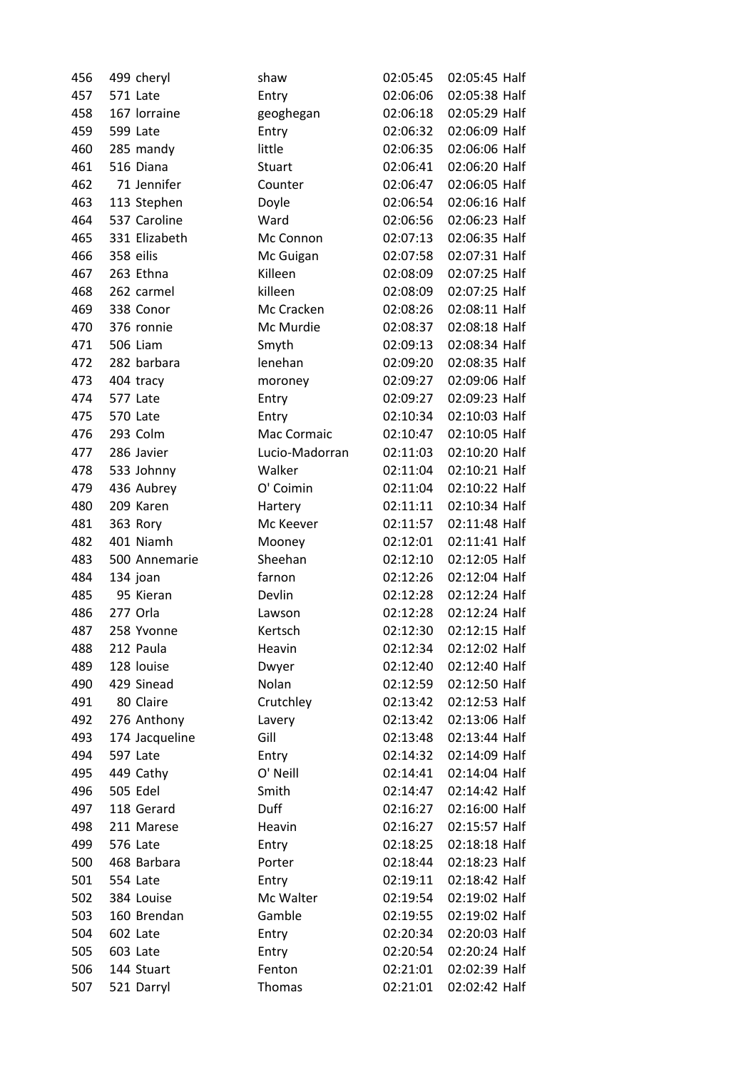| | | | | | | |
|---|---|---|---|---|---|---|
| 456 | 499 | cheryl | shaw | 02:05:45 | 02:05:45 | Half |
| 457 | 571 | Late | Entry | 02:06:06 | 02:05:38 | Half |
| 458 | 167 | lorraine | geoghegan | 02:06:18 | 02:05:29 | Half |
| 459 | 599 | Late | Entry | 02:06:32 | 02:06:09 | Half |
| 460 | 285 | mandy | little | 02:06:35 | 02:06:06 | Half |
| 461 | 516 | Diana | Stuart | 02:06:41 | 02:06:20 | Half |
| 462 | 71 | Jennifer | Counter | 02:06:47 | 02:06:05 | Half |
| 463 | 113 | Stephen | Doyle | 02:06:54 | 02:06:16 | Half |
| 464 | 537 | Caroline | Ward | 02:06:56 | 02:06:23 | Half |
| 465 | 331 | Elizabeth | Mc Connon | 02:07:13 | 02:06:35 | Half |
| 466 | 358 | eilis | Mc Guigan | 02:07:58 | 02:07:31 | Half |
| 467 | 263 | Ethna | Killeen | 02:08:09 | 02:07:25 | Half |
| 468 | 262 | carmel | killeen | 02:08:09 | 02:07:25 | Half |
| 469 | 338 | Conor | Mc Cracken | 02:08:26 | 02:08:11 | Half |
| 470 | 376 | ronnie | Mc Murdie | 02:08:37 | 02:08:18 | Half |
| 471 | 506 | Liam | Smyth | 02:09:13 | 02:08:34 | Half |
| 472 | 282 | barbara | lenehan | 02:09:20 | 02:08:35 | Half |
| 473 | 404 | tracy | moroney | 02:09:27 | 02:09:06 | Half |
| 474 | 577 | Late | Entry | 02:09:27 | 02:09:23 | Half |
| 475 | 570 | Late | Entry | 02:10:34 | 02:10:03 | Half |
| 476 | 293 | Colm | Mac Cormaic | 02:10:47 | 02:10:05 | Half |
| 477 | 286 | Javier | Lucio-Madorran | 02:11:03 | 02:10:20 | Half |
| 478 | 533 | Johnny | Walker | 02:11:04 | 02:10:21 | Half |
| 479 | 436 | Aubrey | O' Coimin | 02:11:04 | 02:10:22 | Half |
| 480 | 209 | Karen | Hartery | 02:11:11 | 02:10:34 | Half |
| 481 | 363 | Rory | Mc Keever | 02:11:57 | 02:11:48 | Half |
| 482 | 401 | Niamh | Mooney | 02:12:01 | 02:11:41 | Half |
| 483 | 500 | Annemarie | Sheehan | 02:12:10 | 02:12:05 | Half |
| 484 | 134 | joan | farnon | 02:12:26 | 02:12:04 | Half |
| 485 | 95 | Kieran | Devlin | 02:12:28 | 02:12:24 | Half |
| 486 | 277 | Orla | Lawson | 02:12:28 | 02:12:24 | Half |
| 487 | 258 | Yvonne | Kertsch | 02:12:30 | 02:12:15 | Half |
| 488 | 212 | Paula | Heavin | 02:12:34 | 02:12:02 | Half |
| 489 | 128 | louise | Dwyer | 02:12:40 | 02:12:40 | Half |
| 490 | 429 | Sinead | Nolan | 02:12:59 | 02:12:50 | Half |
| 491 | 80 | Claire | Crutchley | 02:13:42 | 02:12:53 | Half |
| 492 | 276 | Anthony | Lavery | 02:13:42 | 02:13:06 | Half |
| 493 | 174 | Jacqueline | Gill | 02:13:48 | 02:13:44 | Half |
| 494 | 597 | Late | Entry | 02:14:32 | 02:14:09 | Half |
| 495 | 449 | Cathy | O' Neill | 02:14:41 | 02:14:04 | Half |
| 496 | 505 | Edel | Smith | 02:14:47 | 02:14:42 | Half |
| 497 | 118 | Gerard | Duff | 02:16:27 | 02:16:00 | Half |
| 498 | 211 | Marese | Heavin | 02:16:27 | 02:15:57 | Half |
| 499 | 576 | Late | Entry | 02:18:25 | 02:18:18 | Half |
| 500 | 468 | Barbara | Porter | 02:18:44 | 02:18:23 | Half |
| 501 | 554 | Late | Entry | 02:19:11 | 02:18:42 | Half |
| 502 | 384 | Louise | Mc Walter | 02:19:54 | 02:19:02 | Half |
| 503 | 160 | Brendan | Gamble | 02:19:55 | 02:19:02 | Half |
| 504 | 602 | Late | Entry | 02:20:34 | 02:20:03 | Half |
| 505 | 603 | Late | Entry | 02:20:54 | 02:20:24 | Half |
| 506 | 144 | Stuart | Fenton | 02:21:01 | 02:02:39 | Half |
| 507 | 521 | Darryl | Thomas | 02:21:01 | 02:02:42 | Half |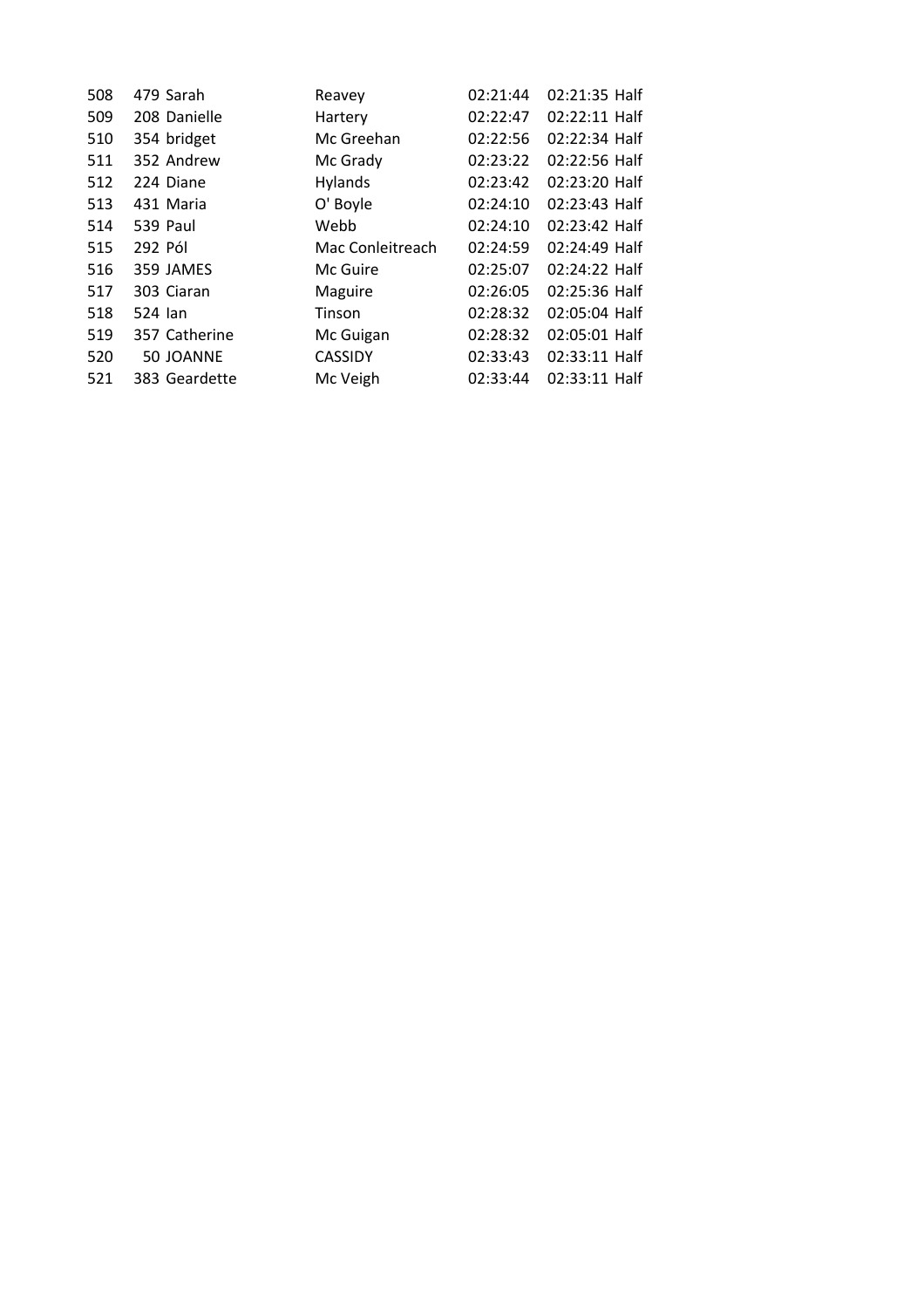| | | | | | | |
|---|---|---|---|---|---|---|
| 508 | 479 | Sarah | Reavey | 02:21:44 | 02:21:35 | Half |
| 509 | 208 | Danielle | Hartery | 02:22:47 | 02:22:11 | Half |
| 510 | 354 | bridget | Mc Greehan | 02:22:56 | 02:22:34 | Half |
| 511 | 352 | Andrew | Mc Grady | 02:23:22 | 02:22:56 | Half |
| 512 | 224 | Diane | Hylands | 02:23:42 | 02:23:20 | Half |
| 513 | 431 | Maria | O' Boyle | 02:24:10 | 02:23:43 | Half |
| 514 | 539 | Paul | Webb | 02:24:10 | 02:23:42 | Half |
| 515 | 292 | Pól | Mac Conleitreach | 02:24:59 | 02:24:49 | Half |
| 516 | 359 | JAMES | Mc Guire | 02:25:07 | 02:24:22 | Half |
| 517 | 303 | Ciaran | Maguire | 02:26:05 | 02:25:36 | Half |
| 518 | 524 | Ian | Tinson | 02:28:32 | 02:05:04 | Half |
| 519 | 357 | Catherine | Mc Guigan | 02:28:32 | 02:05:01 | Half |
| 520 | 50 | JOANNE | CASSIDY | 02:33:43 | 02:33:11 | Half |
| 521 | 383 | Geardette | Mc Veigh | 02:33:44 | 02:33:11 | Half |